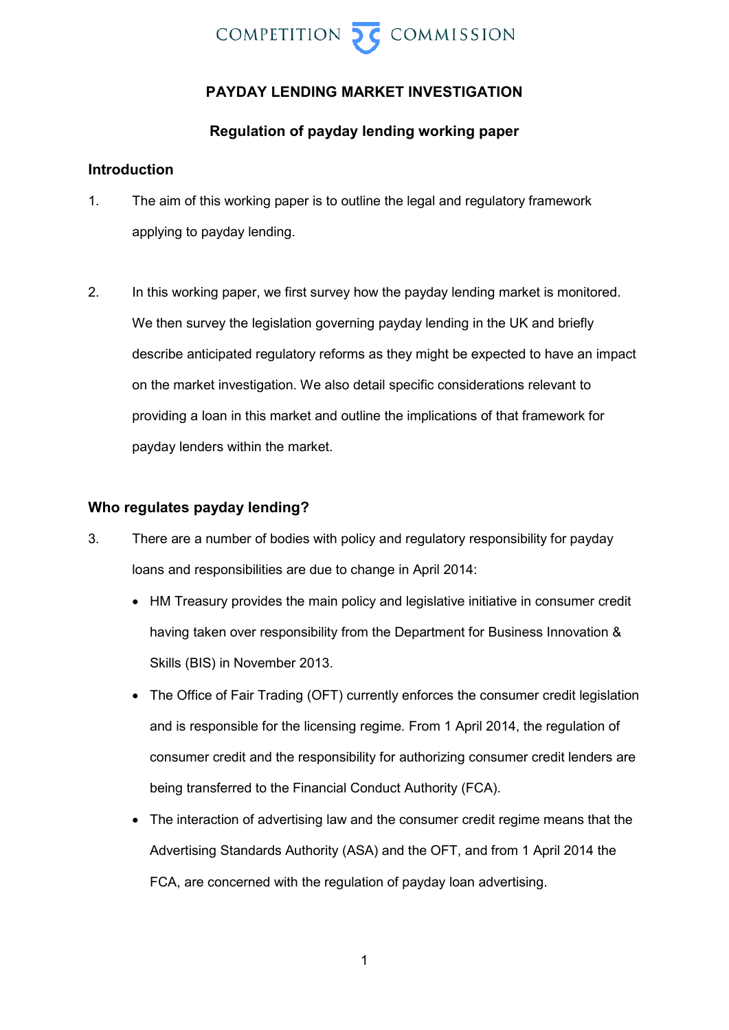COMPETITION COMMISSION

# PAYDAY LENDING MARKET INVESTIGATION

## Regulation of payday lending working paper

### Introduction

1. The aim of this working paper is to outline the legal and regulatory framework applying to payday lending.

2. In this working paper, we first survey how the payday lending market is monitored. We then survey the legislation governing payday lending in the UK and briefly describe anticipated regulatory reforms as they might be expected to have an impact on the market investigation. We also detail specific considerations relevant to providing a loan in this market and outline the implications of that framework for payday lenders within the market.

### Who regulates payday lending?

3. There are a number of bodies with policy and regulatory responsibility for payday loans and responsibilities are due to change in April 2014:

   - HM Treasury provides the main policy and legislative initiative in consumer credit having taken over responsibility from the Department for Business Innovation & Skills (BIS) in November 2013.
   - The Office of Fair Trading (OFT) currently enforces the consumer credit legislation and is responsible for the licensing regime. From 1 April 2014, the regulation of consumer credit and the responsibility for authorizing consumer credit lenders are being transferred to the Financial Conduct Authority (FCA).
   - The interaction of advertising law and the consumer credit regime means that the Advertising Standards Authority (ASA) and the OFT, and from 1 April 2014 the FCA, are concerned with the regulation of payday loan advertising.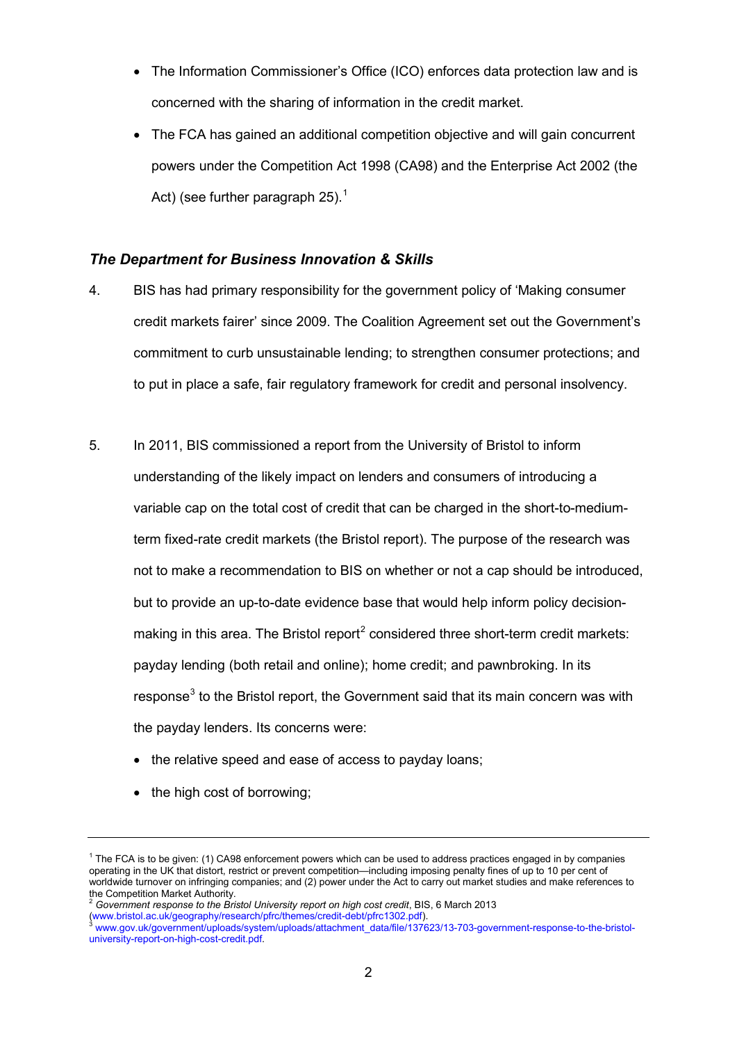- The Information Commissioner's Office (ICO) enforces data protection law and is concerned with the sharing of information in the credit market.
- The FCA has gained an additional competition objective and will gain concurrent powers under the Competition Act 1998 (CA98) and the Enterprise Act 2002 (the Act) (see further paragraph 25).[1]

### *The Department for Business Innovation & Skills*

4. BIS has had primary responsibility for the government policy of 'Making consumer credit markets fairer' since 2009. The Coalition Agreement set out the Government's commitment to curb unsustainable lending; to strengthen consumer protections; and to put in place a safe, fair regulatory framework for credit and personal insolvency.

5. In 2011, BIS commissioned a report from the University of Bristol to inform understanding of the likely impact on lenders and consumers of introducing a variable cap on the total cost of credit that can be charged in the short-to-medium-term fixed-rate credit markets (the Bristol report). The purpose of the research was not to make a recommendation to BIS on whether or not a cap should be introduced, but to provide an up-to-date evidence base that would help inform policy decision-making in this area. The Bristol report[2] considered three short-term credit markets: payday lending (both retail and online); home credit; and pawnbroking. In its response[3] to the Bristol report, the Government said that its main concern was with the payday lenders. Its concerns were:
   - the relative speed and ease of access to payday loans;
   - the high cost of borrowing;

---

[1] The FCA is to be given: (1) CA98 enforcement powers which can be used to address practices engaged in by companies operating in the UK that distort, restrict or prevent competition—including imposing penalty fines of up to 10 per cent of worldwide turnover on infringing companies; and (2) power under the Act to carry out market studies and make references to the Competition Market Authority.

[2] *Government response to the Bristol University report on high cost credit*, BIS, 6 March 2013 (www.bristol.ac.uk/geography/research/pfrc/themes/credit-debt/pfrc1302.pdf).

[3] www.gov.uk/government/uploads/system/uploads/attachment_data/file/137623/13-703-government-response-to-the-bristol-university-report-on-high-cost-credit.pdf.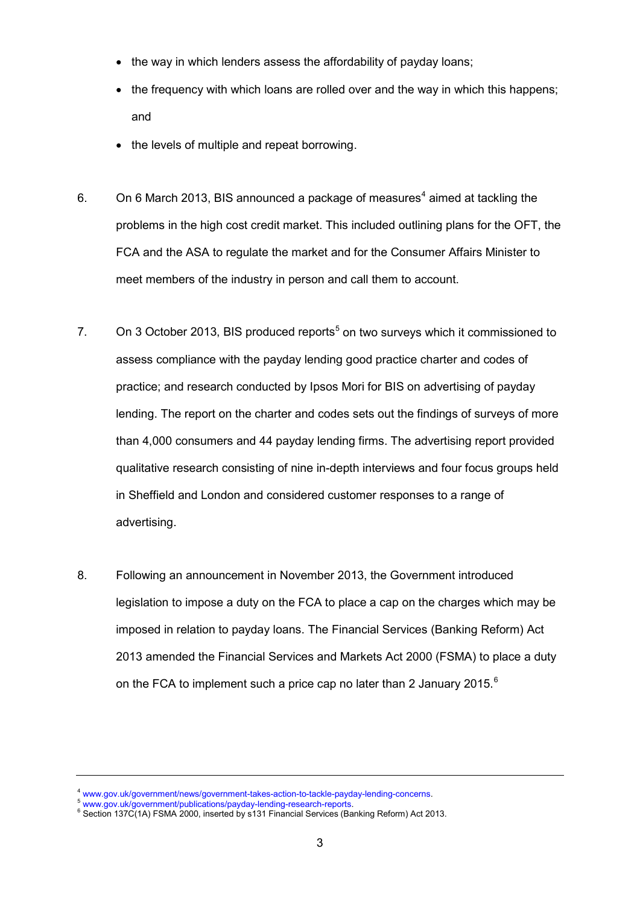- the way in which lenders assess the affordability of payday loans;
- the frequency with which loans are rolled over and the way in which this happens; and
- the levels of multiple and repeat borrowing.

6. On 6 March 2013, BIS announced a package of measures[4] aimed at tackling the problems in the high cost credit market. This included outlining plans for the OFT, the FCA and the ASA to regulate the market and for the Consumer Affairs Minister to meet members of the industry in person and call them to account.

7. On 3 October 2013, BIS produced reports[5] on two surveys which it commissioned to assess compliance with the payday lending good practice charter and codes of practice; and research conducted by Ipsos Mori for BIS on advertising of payday lending. The report on the charter and codes sets out the findings of surveys of more than 4,000 consumers and 44 payday lending firms. The advertising report provided qualitative research consisting of nine in-depth interviews and four focus groups held in Sheffield and London and considered customer responses to a range of advertising.

8. Following an announcement in November 2013, the Government introduced legislation to impose a duty on the FCA to place a cap on the charges which may be imposed in relation to payday loans. The Financial Services (Banking Reform) Act 2013 amended the Financial Services and Markets Act 2000 (FSMA) to place a duty on the FCA to implement such a price cap no later than 2 January 2015.[6]

---

[4] www.gov.uk/government/news/government-takes-action-to-tackle-payday-lending-concerns.

[5] www.gov.uk/government/publications/payday-lending-research-reports.

[6] Section 137C(1A) FSMA 2000, inserted by s131 Financial Services (Banking Reform) Act 2013.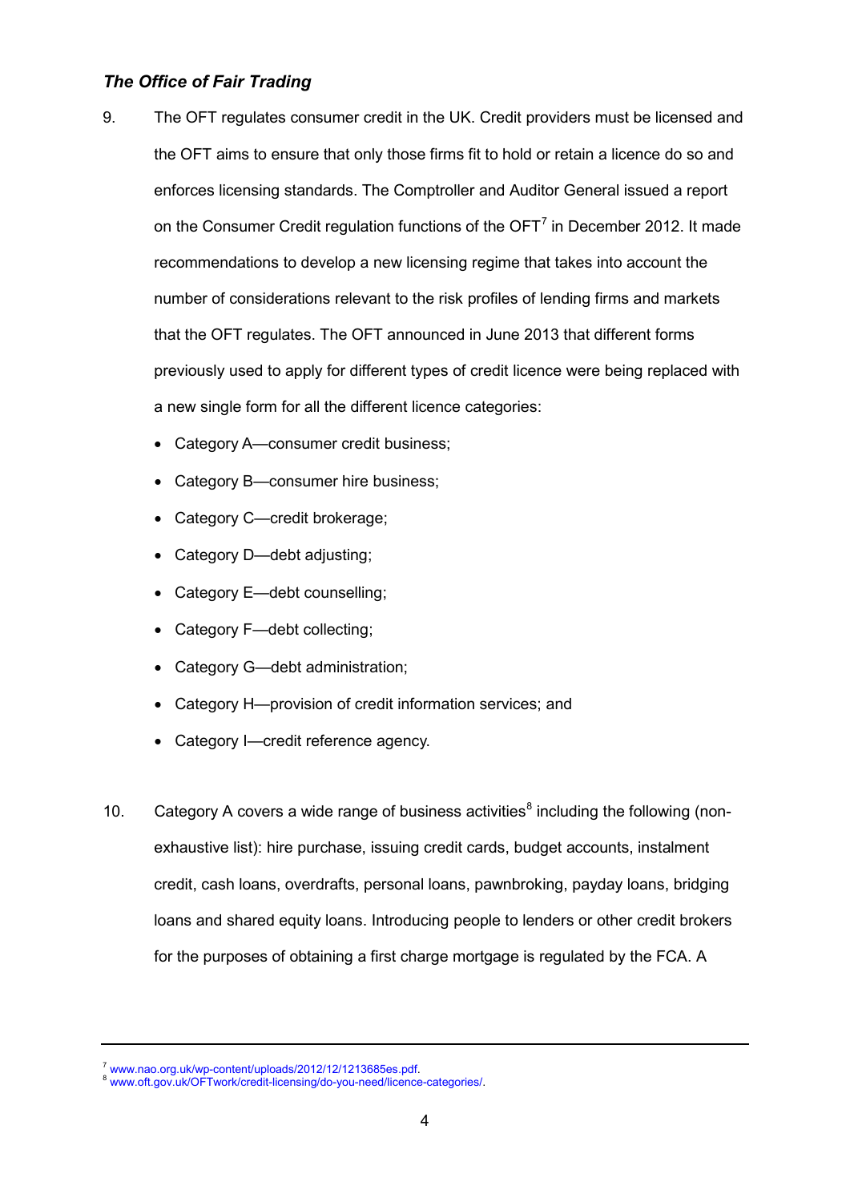### *The Office of Fair Trading*

9. The OFT regulates consumer credit in the UK. Credit providers must be licensed and the OFT aims to ensure that only those firms fit to hold or retain a licence do so and enforces licensing standards. The Comptroller and Auditor General issued a report on the Consumer Credit regulation functions of the OFT[7] in December 2012. It made recommendations to develop a new licensing regime that takes into account the number of considerations relevant to the risk profiles of lending firms and markets that the OFT regulates. The OFT announced in June 2013 that different forms previously used to apply for different types of credit licence were being replaced with a new single form for all the different licence categories:

   - Category A—consumer credit business;
   - Category B—consumer hire business;
   - Category C—credit brokerage;
   - Category D—debt adjusting;
   - Category E—debt counselling;
   - Category F—debt collecting;
   - Category G—debt administration;
   - Category H—provision of credit information services; and
   - Category I—credit reference agency.

10. Category A covers a wide range of business activities[8] including the following (non-exhaustive list): hire purchase, issuing credit cards, budget accounts, instalment credit, cash loans, overdrafts, personal loans, pawnbroking, payday loans, bridging loans and shared equity loans. Introducing people to lenders or other credit brokers for the purposes of obtaining a first charge mortgage is regulated by the FCA. A

---

[7] www.nao.org.uk/wp-content/uploads/2012/12/1213685es.pdf.
[8] www.oft.gov.uk/OFTwork/credit-licensing/do-you-need/licence-categories/.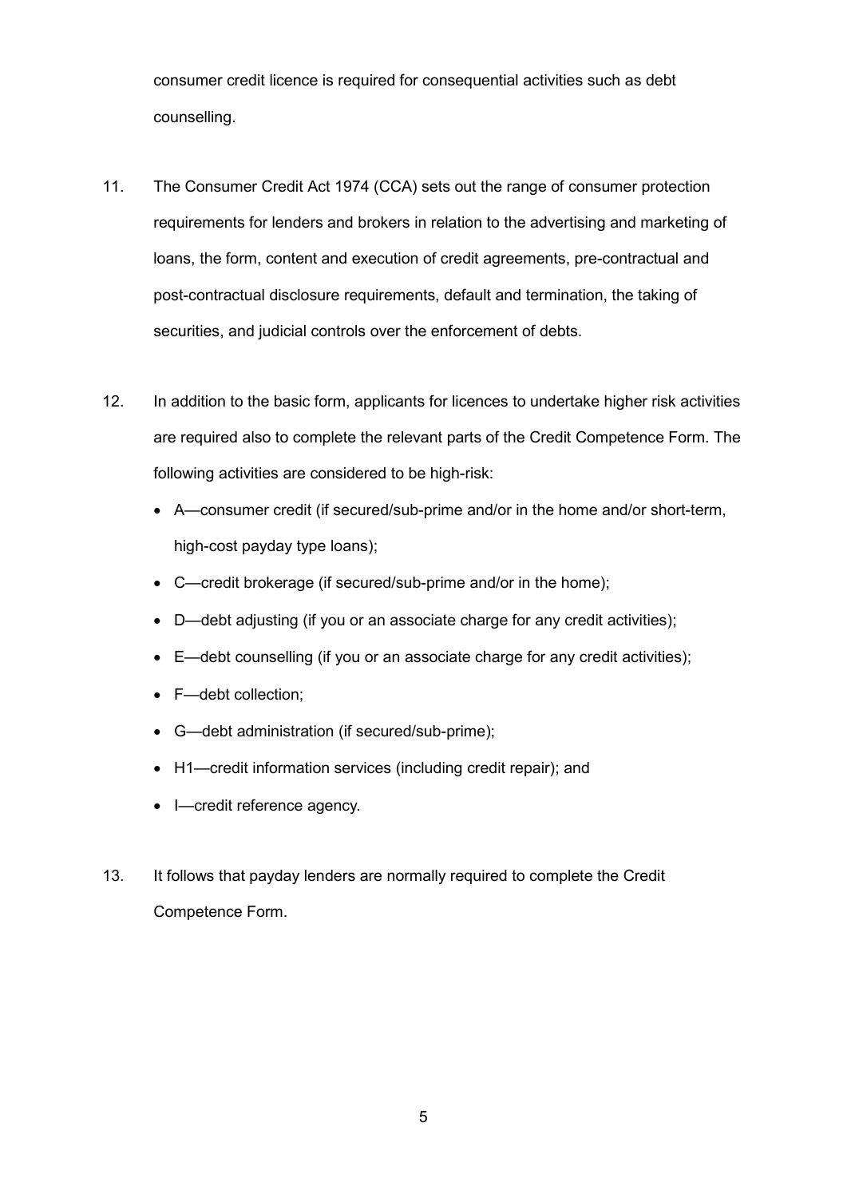consumer credit licence is required for consequential activities such as debt counselling.

11. The Consumer Credit Act 1974 (CCA) sets out the range of consumer protection requirements for lenders and brokers in relation to the advertising and marketing of loans, the form, content and execution of credit agreements, pre-contractual and post-contractual disclosure requirements, default and termination, the taking of securities, and judicial controls over the enforcement of debts.

12. In addition to the basic form, applicants for licences to undertake higher risk activities are required also to complete the relevant parts of the Credit Competence Form. The following activities are considered to be high-risk:

    - A—consumer credit (if secured/sub-prime and/or in the home and/or short-term, high-cost payday type loans);
    - C—credit brokerage (if secured/sub-prime and/or in the home);
    - D—debt adjusting (if you or an associate charge for any credit activities);
    - E—debt counselling (if you or an associate charge for any credit activities);
    - F—debt collection;
    - G—debt administration (if secured/sub-prime);
    - H1—credit information services (including credit repair); and
    - I—credit reference agency.

13. It follows that payday lenders are normally required to complete the Credit Competence Form.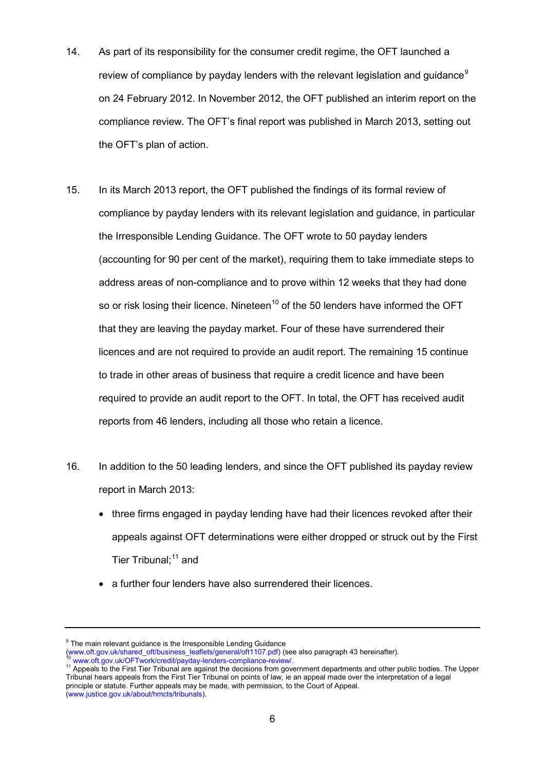14. As part of its responsibility for the consumer credit regime, the OFT launched a review of compliance by payday lenders with the relevant legislation and guidance[9] on 24 February 2012. In November 2012, the OFT published an interim report on the compliance review. The OFT's final report was published in March 2013, setting out the OFT's plan of action.

15. In its March 2013 report, the OFT published the findings of its formal review of compliance by payday lenders with its relevant legislation and guidance, in particular the Irresponsible Lending Guidance. The OFT wrote to 50 payday lenders (accounting for 90 per cent of the market), requiring them to take immediate steps to address areas of non-compliance and to prove within 12 weeks that they had done so or risk losing their licence. Nineteen[10] of the 50 lenders have informed the OFT that they are leaving the payday market. Four of these have surrendered their licences and are not required to provide an audit report. The remaining 15 continue to trade in other areas of business that require a credit licence and have been required to provide an audit report to the OFT. In total, the OFT has received audit reports from 46 lenders, including all those who retain a licence.

16. In addition to the 50 leading lenders, and since the OFT published its payday review report in March 2013:

    - three firms engaged in payday lending have had their licences revoked after their appeals against OFT determinations were either dropped or struck out by the First Tier Tribunal;[11] and
    - a further four lenders have also surrendered their licences.

---

[9] The main relevant guidance is the Irresponsible Lending Guidance (www.oft.gov.uk/shared_oft/business_leaflets/general/oft1107.pdf) (see also paragraph 43 hereinafter).

[10] www.oft.gov.uk/OFTwork/credit/payday-lenders-compliance-review/.

[11] Appeals to the First Tier Tribunal are against the decisions from government departments and other public bodies. The Upper Tribunal hears appeals from the First Tier Tribunal on points of law, ie an appeal made over the interpretation of a legal principle or statute. Further appeals may be made, with permission, to the Court of Appeal. (www.justice.gov.uk/about/hmcts/tribunals).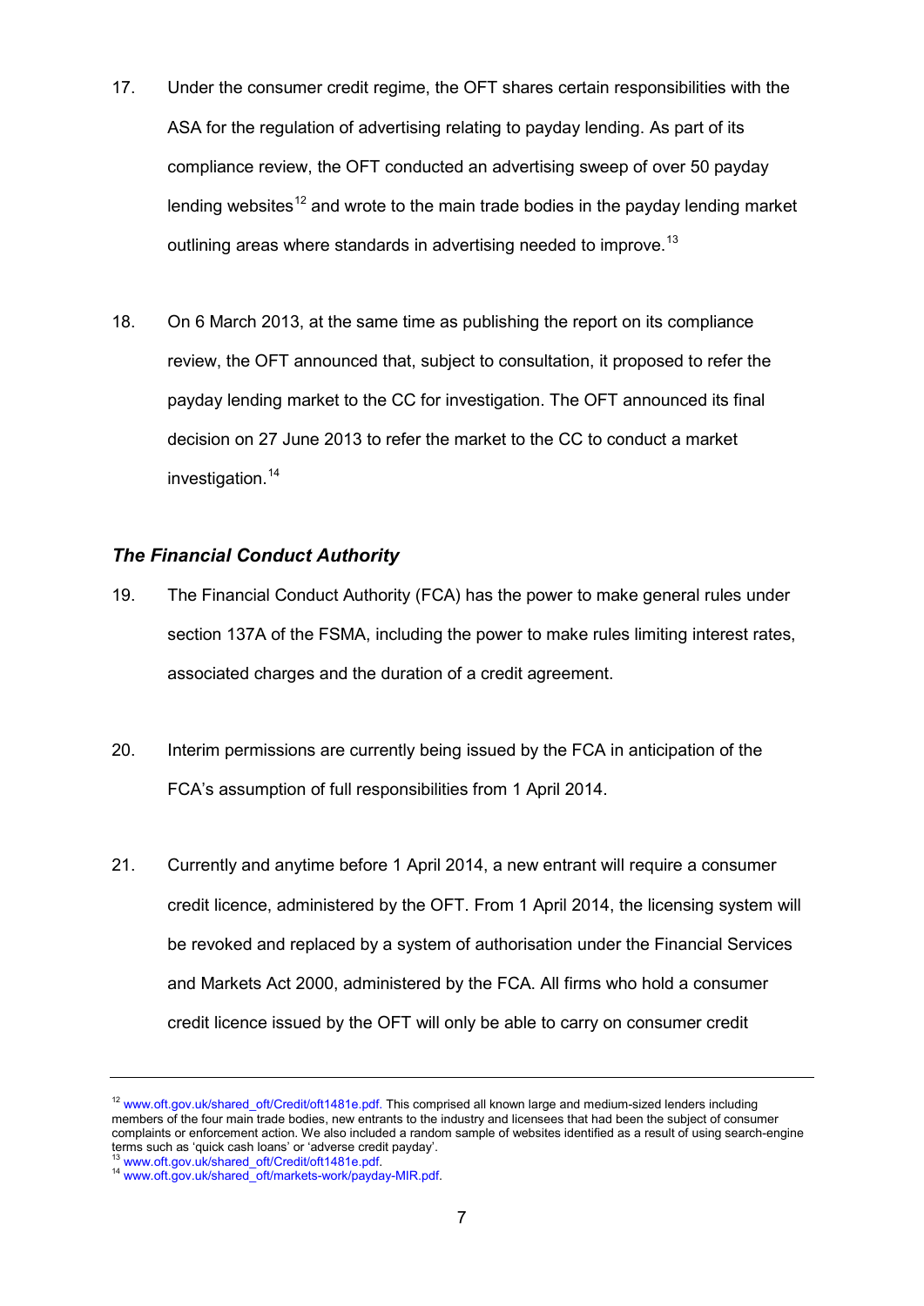17. Under the consumer credit regime, the OFT shares certain responsibilities with the ASA for the regulation of advertising relating to payday lending. As part of its compliance review, the OFT conducted an advertising sweep of over 50 payday lending websites[12] and wrote to the main trade bodies in the payday lending market outlining areas where standards in advertising needed to improve.[13]

18. On 6 March 2013, at the same time as publishing the report on its compliance review, the OFT announced that, subject to consultation, it proposed to refer the payday lending market to the CC for investigation. The OFT announced its final decision on 27 June 2013 to refer the market to the CC to conduct a market investigation.[14]

### *The Financial Conduct Authority*

19. The Financial Conduct Authority (FCA) has the power to make general rules under section 137A of the FSMA, including the power to make rules limiting interest rates, associated charges and the duration of a credit agreement.

20. Interim permissions are currently being issued by the FCA in anticipation of the FCA's assumption of full responsibilities from 1 April 2014.

21. Currently and anytime before 1 April 2014, a new entrant will require a consumer credit licence, administered by the OFT. From 1 April 2014, the licensing system will be revoked and replaced by a system of authorisation under the Financial Services and Markets Act 2000, administered by the FCA. All firms who hold a consumer credit licence issued by the OFT will only be able to carry on consumer credit

---

[12] www.oft.gov.uk/shared_oft/Credit/oft1481e.pdf. This comprised all known large and medium-sized lenders including members of the four main trade bodies, new entrants to the industry and licensees that had been the subject of consumer complaints or enforcement action. We also included a random sample of websites identified as a result of using search-engine terms such as 'quick cash loans' or 'adverse credit payday'.

[13] www.oft.gov.uk/shared_oft/Credit/oft1481e.pdf.

[14] www.oft.gov.uk/shared_oft/markets-work/payday-MIR.pdf.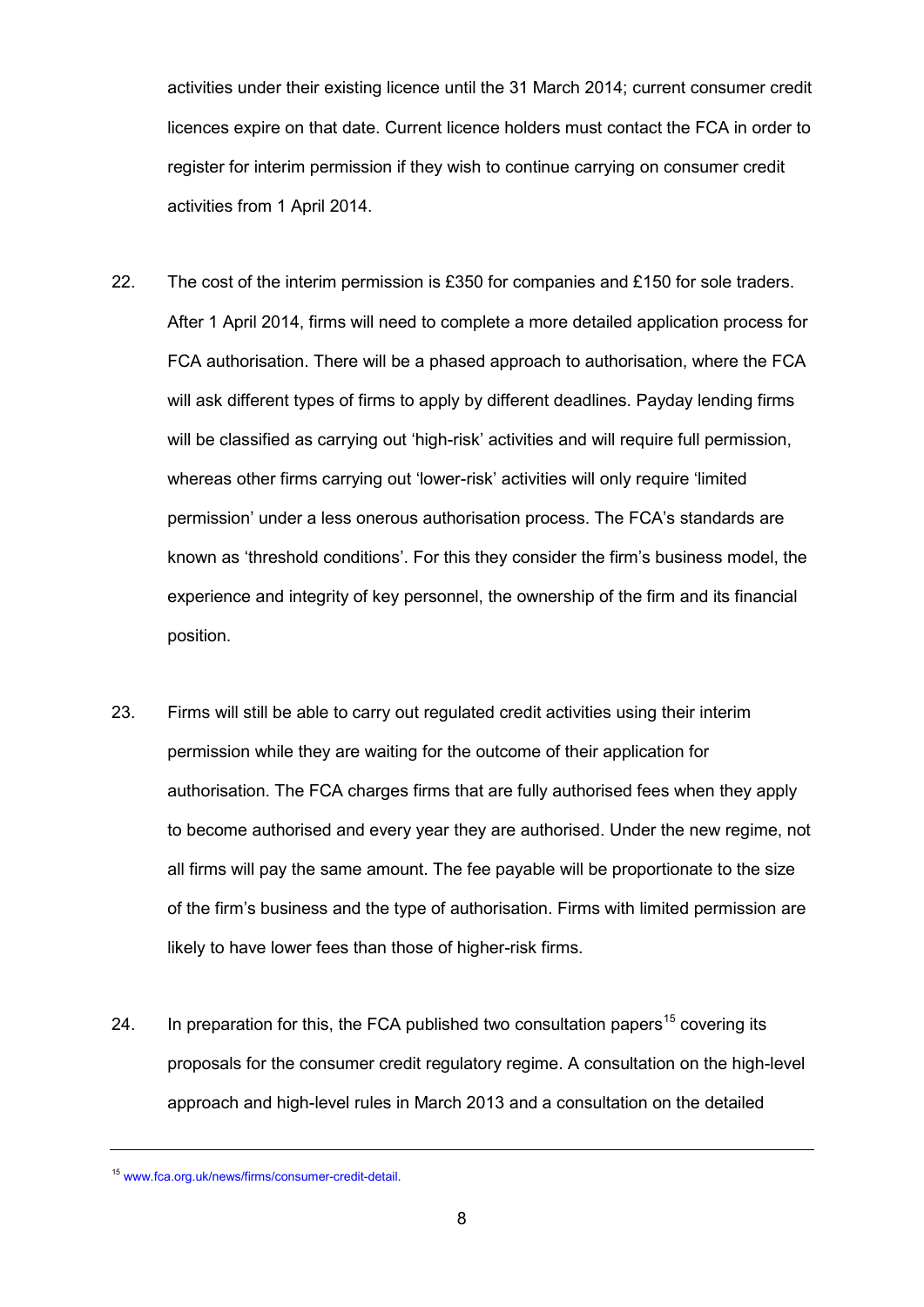activities under their existing licence until the 31 March 2014; current consumer credit licences expire on that date. Current licence holders must contact the FCA in order to register for interim permission if they wish to continue carrying on consumer credit activities from 1 April 2014.

22. The cost of the interim permission is £350 for companies and £150 for sole traders. After 1 April 2014, firms will need to complete a more detailed application process for FCA authorisation. There will be a phased approach to authorisation, where the FCA will ask different types of firms to apply by different deadlines. Payday lending firms will be classified as carrying out 'high-risk' activities and will require full permission, whereas other firms carrying out 'lower-risk' activities will only require 'limited permission' under a less onerous authorisation process. The FCA's standards are known as 'threshold conditions'. For this they consider the firm's business model, the experience and integrity of key personnel, the ownership of the firm and its financial position.

23. Firms will still be able to carry out regulated credit activities using their interim permission while they are waiting for the outcome of their application for authorisation. The FCA charges firms that are fully authorised fees when they apply to become authorised and every year they are authorised. Under the new regime, not all firms will pay the same amount. The fee payable will be proportionate to the size of the firm's business and the type of authorisation. Firms with limited permission are likely to have lower fees than those of higher-risk firms.

24. In preparation for this, the FCA published two consultation papers[15] covering its proposals for the consumer credit regulatory regime. A consultation on the high-level approach and high-level rules in March 2013 and a consultation on the detailed

---

[15] www.fca.org.uk/news/firms/consumer-credit-detail.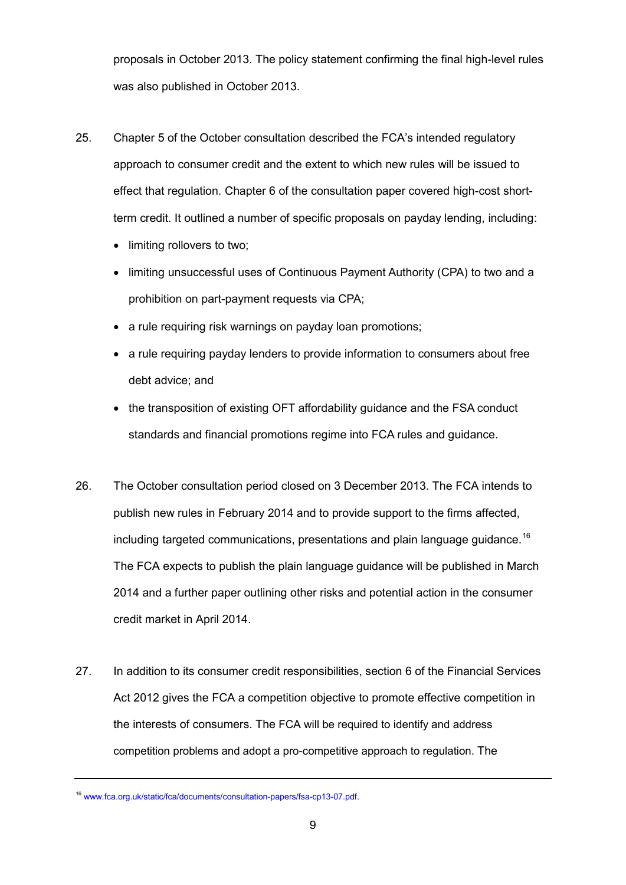proposals in October 2013. The policy statement confirming the final high-level rules was also published in October 2013.

25. Chapter 5 of the October consultation described the FCA's intended regulatory approach to consumer credit and the extent to which new rules will be issued to effect that regulation. Chapter 6 of the consultation paper covered high-cost short-term credit. It outlined a number of specific proposals on payday lending, including:

    - limiting rollovers to two;
    - limiting unsuccessful uses of Continuous Payment Authority (CPA) to two and a prohibition on part-payment requests via CPA;
    - a rule requiring risk warnings on payday loan promotions;
    - a rule requiring payday lenders to provide information to consumers about free debt advice; and
    - the transposition of existing OFT affordability guidance and the FSA conduct standards and financial promotions regime into FCA rules and guidance.

26. The October consultation period closed on 3 December 2013. The FCA intends to publish new rules in February 2014 and to provide support to the firms affected, including targeted communications, presentations and plain language guidance.[16] The FCA expects to publish the plain language guidance will be published in March 2014 and a further paper outlining other risks and potential action in the consumer credit market in April 2014.

27. In addition to its consumer credit responsibilities, section 6 of the Financial Services Act 2012 gives the FCA a competition objective to promote effective competition in the interests of consumers. The FCA will be required to identify and address competition problems and adopt a pro-competitive approach to regulation. The

---

[16] www.fca.org.uk/static/fca/documents/consultation-papers/fsa-cp13-07.pdf.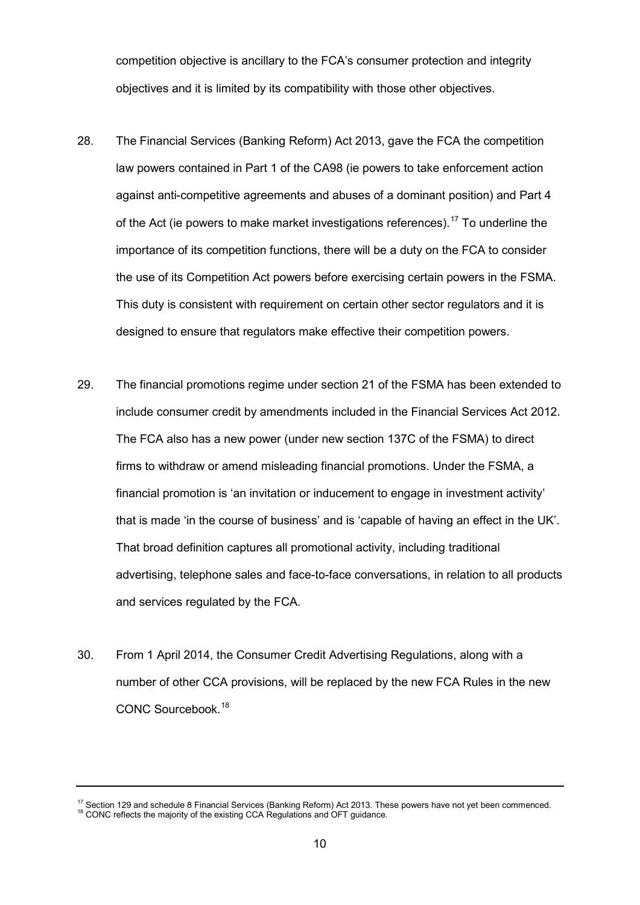competition objective is ancillary to the FCA's consumer protection and integrity objectives and it is limited by its compatibility with those other objectives.

28. The Financial Services (Banking Reform) Act 2013, gave the FCA the competition law powers contained in Part 1 of the CA98 (ie powers to take enforcement action against anti-competitive agreements and abuses of a dominant position) and Part 4 of the Act (ie powers to make market investigations references).[17] To underline the importance of its competition functions, there will be a duty on the FCA to consider the use of its Competition Act powers before exercising certain powers in the FSMA. This duty is consistent with requirement on certain other sector regulators and it is designed to ensure that regulators make effective their competition powers.

29. The financial promotions regime under section 21 of the FSMA has been extended to include consumer credit by amendments included in the Financial Services Act 2012. The FCA also has a new power (under new section 137C of the FSMA) to direct firms to withdraw or amend misleading financial promotions. Under the FSMA, a financial promotion is 'an invitation or inducement to engage in investment activity' that is made 'in the course of business' and is 'capable of having an effect in the UK'. That broad definition captures all promotional activity, including traditional advertising, telephone sales and face-to-face conversations, in relation to all products and services regulated by the FCA.

30. From 1 April 2014, the Consumer Credit Advertising Regulations, along with a number of other CCA provisions, will be replaced by the new FCA Rules in the new CONC Sourcebook.[18]

---

[17] Section 129 and schedule 8 Financial Services (Banking Reform) Act 2013. These powers have not yet been commenced.

[18] CONC reflects the majority of the existing CCA Regulations and OFT guidance.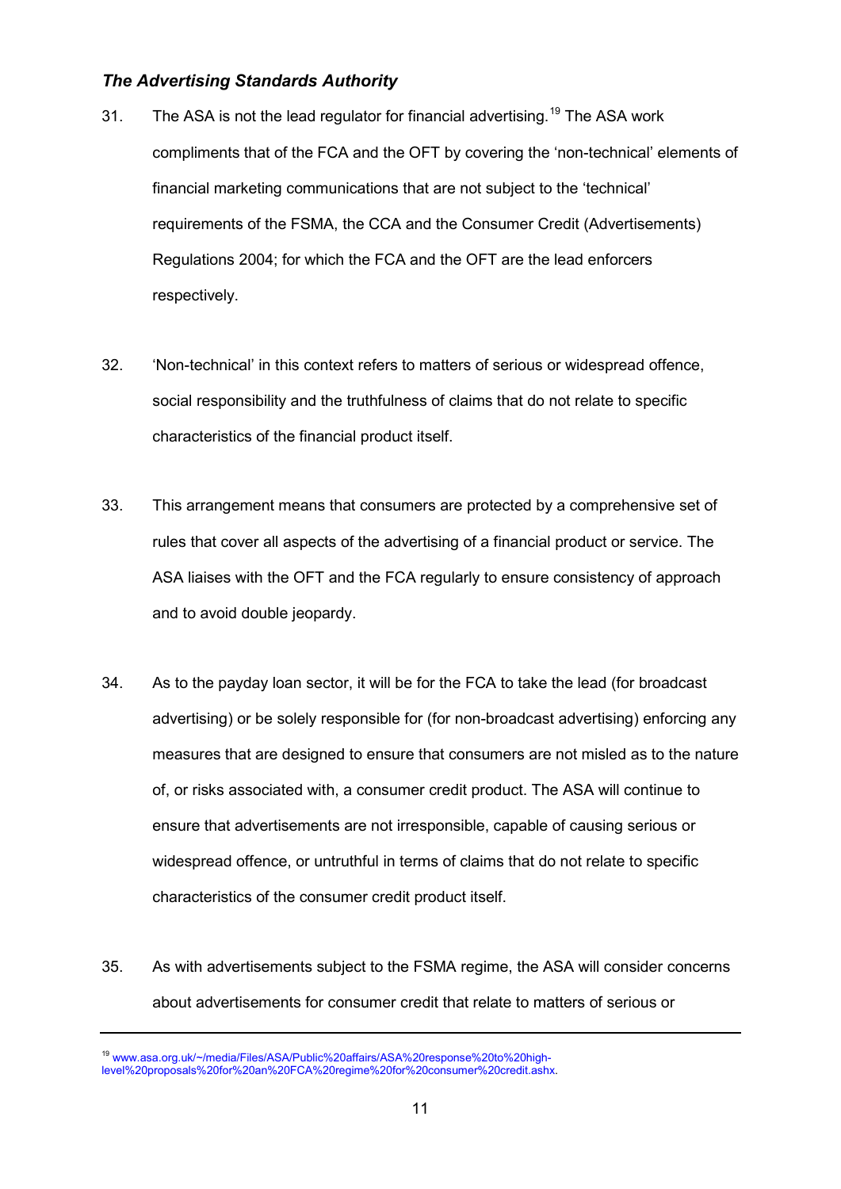### *The Advertising Standards Authority*

31. The ASA is not the lead regulator for financial advertising.[19] The ASA work compliments that of the FCA and the OFT by covering the 'non-technical' elements of financial marketing communications that are not subject to the 'technical' requirements of the FSMA, the CCA and the Consumer Credit (Advertisements) Regulations 2004; for which the FCA and the OFT are the lead enforcers respectively.

32. 'Non-technical' in this context refers to matters of serious or widespread offence, social responsibility and the truthfulness of claims that do not relate to specific characteristics of the financial product itself.

33. This arrangement means that consumers are protected by a comprehensive set of rules that cover all aspects of the advertising of a financial product or service. The ASA liaises with the OFT and the FCA regularly to ensure consistency of approach and to avoid double jeopardy.

34. As to the payday loan sector, it will be for the FCA to take the lead (for broadcast advertising) or be solely responsible for (for non-broadcast advertising) enforcing any measures that are designed to ensure that consumers are not misled as to the nature of, or risks associated with, a consumer credit product. The ASA will continue to ensure that advertisements are not irresponsible, capable of causing serious or widespread offence, or untruthful in terms of claims that do not relate to specific characteristics of the consumer credit product itself.

35. As with advertisements subject to the FSMA regime, the ASA will consider concerns about advertisements for consumer credit that relate to matters of serious or

---

[19] www.asa.org.uk/~/media/Files/ASA/Public%20affairs/ASA%20response%20to%20high-level%20proposals%20for%20an%20FCA%20regime%20for%20consumer%20credit.ashx.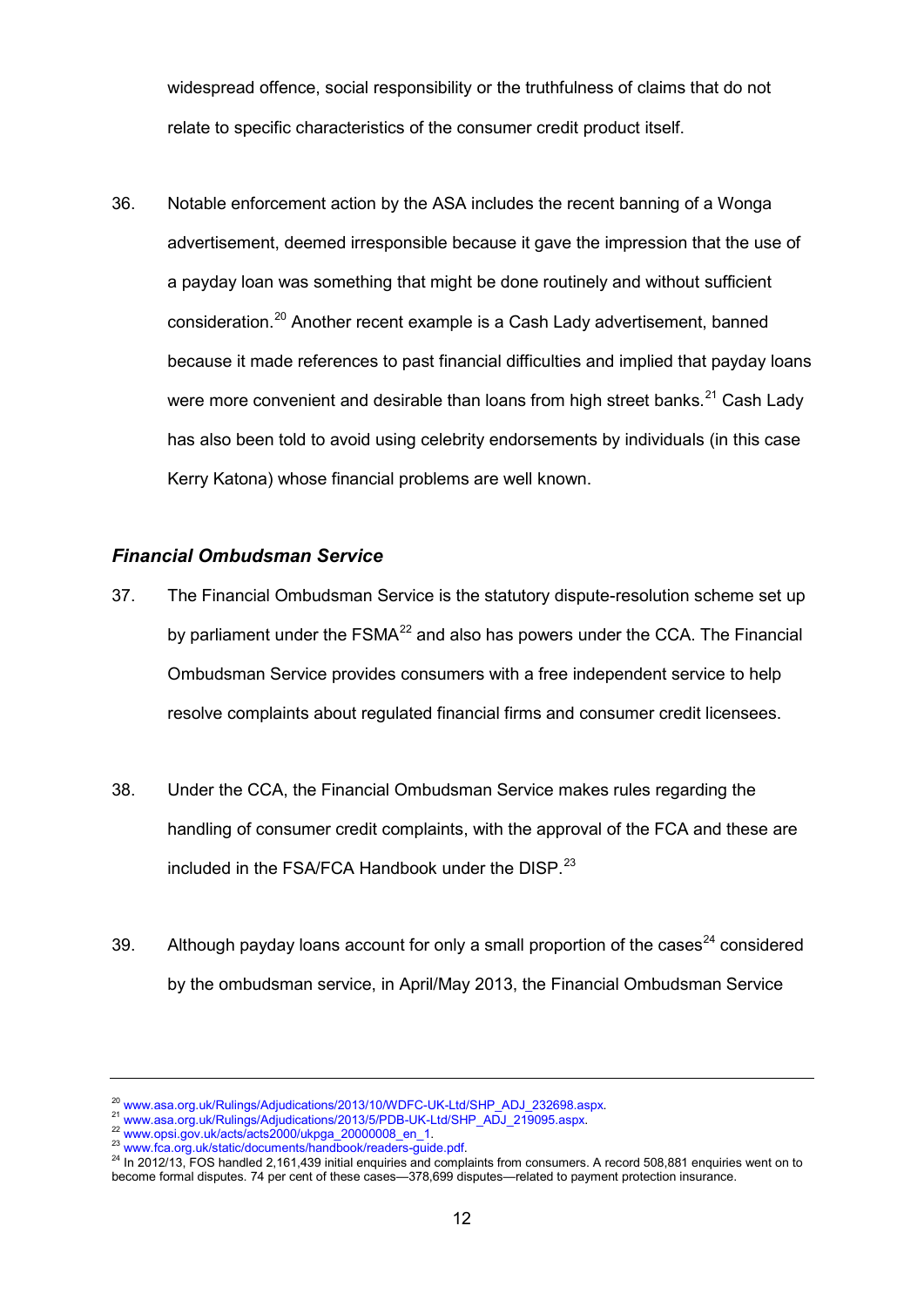widespread offence, social responsibility or the truthfulness of claims that do not relate to specific characteristics of the consumer credit product itself.

36. Notable enforcement action by the ASA includes the recent banning of a Wonga advertisement, deemed irresponsible because it gave the impression that the use of a payday loan was something that might be done routinely and without sufficient consideration.[20] Another recent example is a Cash Lady advertisement, banned because it made references to past financial difficulties and implied that payday loans were more convenient and desirable than loans from high street banks.[21] Cash Lady has also been told to avoid using celebrity endorsements by individuals (in this case Kerry Katona) whose financial problems are well known.

### *Financial Ombudsman Service*

37. The Financial Ombudsman Service is the statutory dispute-resolution scheme set up by parliament under the FSMA[22] and also has powers under the CCA. The Financial Ombudsman Service provides consumers with a free independent service to help resolve complaints about regulated financial firms and consumer credit licensees.

38. Under the CCA, the Financial Ombudsman Service makes rules regarding the handling of consumer credit complaints, with the approval of the FCA and these are included in the FSA/FCA Handbook under the DISP.[23]

39. Although payday loans account for only a small proportion of the cases[24] considered by the ombudsman service, in April/May 2013, the Financial Ombudsman Service

---

[20] www.asa.org.uk/Rulings/Adjudications/2013/10/WDFC-UK-Ltd/SHP_ADJ_232698.aspx.

[21] www.asa.org.uk/Rulings/Adjudications/2013/5/PDB-UK-Ltd/SHP_ADJ_219095.aspx.

[22] www.opsi.gov.uk/acts/acts2000/ukpga_20000008_en_1.

[23] www.fca.org.uk/static/documents/handbook/readers-guide.pdf.

[24] In 2012/13, FOS handled 2,161,439 initial enquiries and complaints from consumers. A record 508,881 enquiries went on to become formal disputes. 74 per cent of these cases—378,699 disputes—related to payment protection insurance.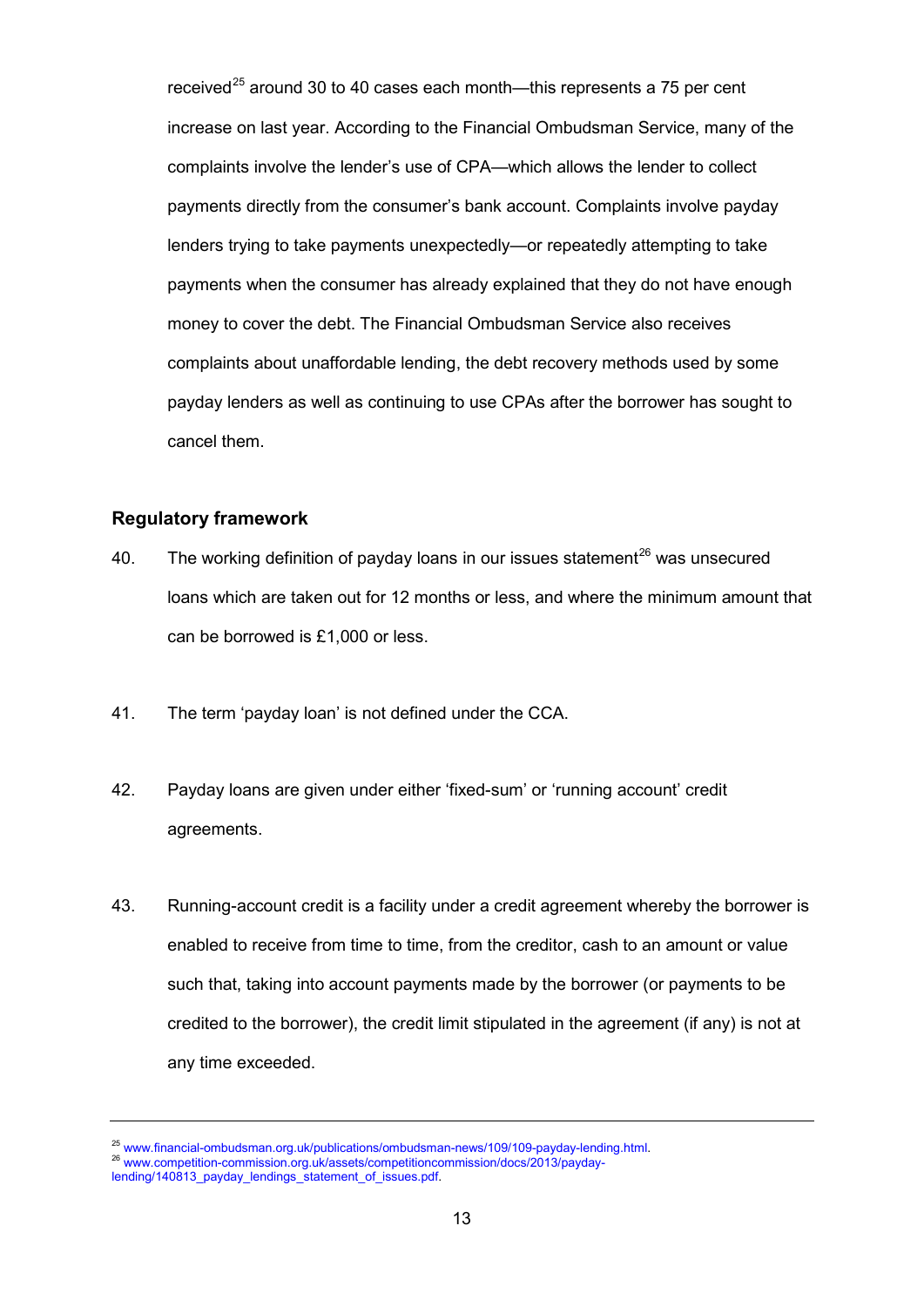received[25] around 30 to 40 cases each month—this represents a 75 per cent increase on last year. According to the Financial Ombudsman Service, many of the complaints involve the lender's use of CPA—which allows the lender to collect payments directly from the consumer's bank account. Complaints involve payday lenders trying to take payments unexpectedly—or repeatedly attempting to take payments when the consumer has already explained that they do not have enough money to cover the debt. The Financial Ombudsman Service also receives complaints about unaffordable lending, the debt recovery methods used by some payday lenders as well as continuing to use CPAs after the borrower has sought to cancel them.

## Regulatory framework

40. The working definition of payday loans in our issues statement[26] was unsecured loans which are taken out for 12 months or less, and where the minimum amount that can be borrowed is £1,000 or less.

41. The term 'payday loan' is not defined under the CCA.

42. Payday loans are given under either 'fixed-sum' or 'running account' credit agreements.

43. Running-account credit is a facility under a credit agreement whereby the borrower is enabled to receive from time to time, from the creditor, cash to an amount or value such that, taking into account payments made by the borrower (or payments to be credited to the borrower), the credit limit stipulated in the agreement (if any) is not at any time exceeded.

---

[25] www.financial-ombudsman.org.uk/publications/ombudsman-news/109/109-payday-lending.html.

[26] www.competition-commission.org.uk/assets/competitioncommission/docs/2013/payday-lending/140813_payday_lendings_statement_of_issues.pdf.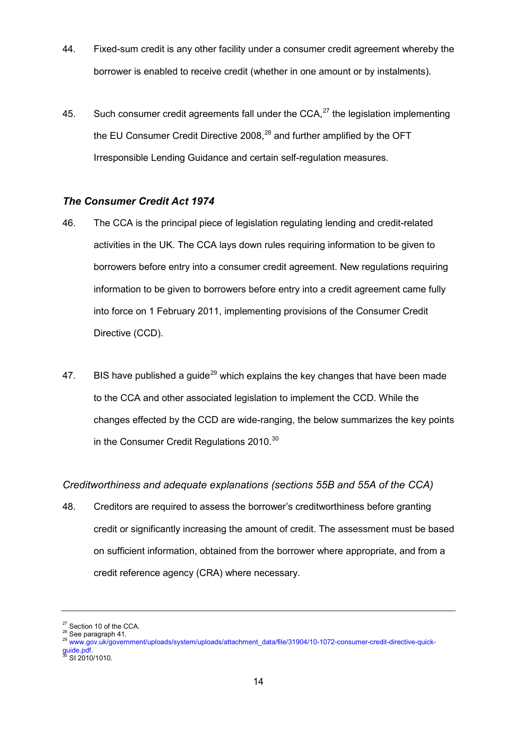44. Fixed-sum credit is any other facility under a consumer credit agreement whereby the borrower is enabled to receive credit (whether in one amount or by instalments).

45. Such consumer credit agreements fall under the CCA,[27] the legislation implementing the EU Consumer Credit Directive 2008,[28] and further amplified by the OFT Irresponsible Lending Guidance and certain self-regulation measures.

### *The Consumer Credit Act 1974*

46. The CCA is the principal piece of legislation regulating lending and credit-related activities in the UK. The CCA lays down rules requiring information to be given to borrowers before entry into a consumer credit agreement. New regulations requiring information to be given to borrowers before entry into a credit agreement came fully into force on 1 February 2011, implementing provisions of the Consumer Credit Directive (CCD).

47. BIS have published a guide[29] which explains the key changes that have been made to the CCA and other associated legislation to implement the CCD. While the changes effected by the CCD are wide-ranging, the below summarizes the key points in the Consumer Credit Regulations 2010.[30]

*Creditworthiness and adequate explanations (sections 55B and 55A of the CCA)*

48. Creditors are required to assess the borrower's creditworthiness before granting credit or significantly increasing the amount of credit. The assessment must be based on sufficient information, obtained from the borrower where appropriate, and from a credit reference agency (CRA) where necessary.

---

[27] Section 10 of the CCA.
[28] See paragraph 41.
[29] www.gov.uk/government/uploads/system/uploads/attachment_data/file/31904/10-1072-consumer-credit-directive-quick-guide.pdf.
[30] SI 2010/1010.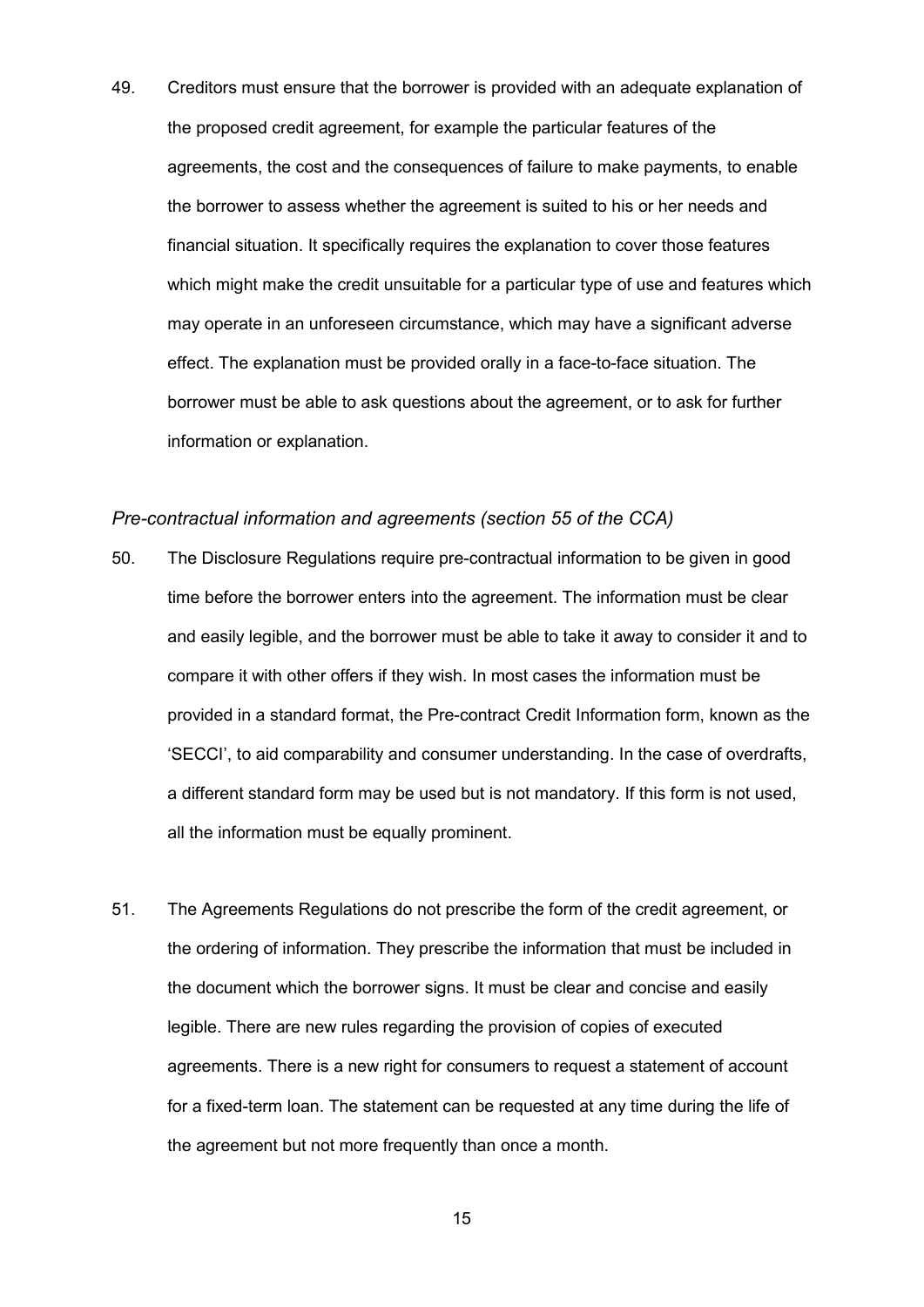49. Creditors must ensure that the borrower is provided with an adequate explanation of the proposed credit agreement, for example the particular features of the agreements, the cost and the consequences of failure to make payments, to enable the borrower to assess whether the agreement is suited to his or her needs and financial situation. It specifically requires the explanation to cover those features which might make the credit unsuitable for a particular type of use and features which may operate in an unforeseen circumstance, which may have a significant adverse effect. The explanation must be provided orally in a face-to-face situation. The borrower must be able to ask questions about the agreement, or to ask for further information or explanation.

*Pre-contractual information and agreements (section 55 of the CCA)*

50. The Disclosure Regulations require pre-contractual information to be given in good time before the borrower enters into the agreement. The information must be clear and easily legible, and the borrower must be able to take it away to consider it and to compare it with other offers if they wish. In most cases the information must be provided in a standard format, the Pre-contract Credit Information form, known as the 'SECCI', to aid comparability and consumer understanding. In the case of overdrafts, a different standard form may be used but is not mandatory. If this form is not used, all the information must be equally prominent.

51. The Agreements Regulations do not prescribe the form of the credit agreement, or the ordering of information. They prescribe the information that must be included in the document which the borrower signs. It must be clear and concise and easily legible. There are new rules regarding the provision of copies of executed agreements. There is a new right for consumers to request a statement of account for a fixed-term loan. The statement can be requested at any time during the life of the agreement but not more frequently than once a month.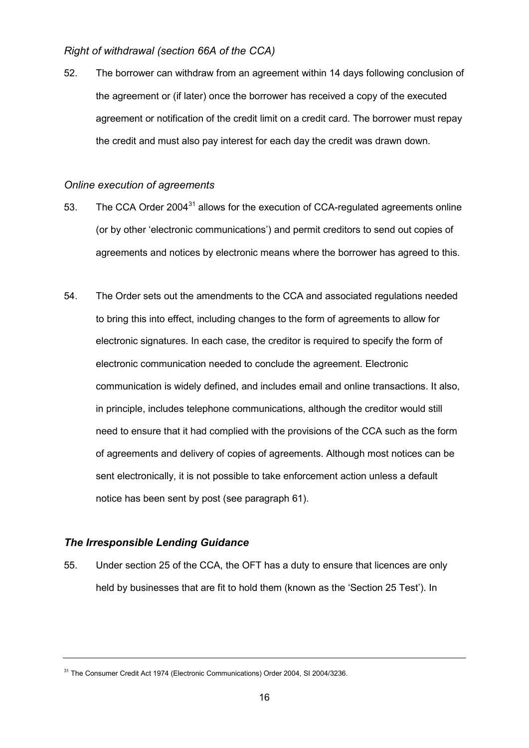*Right of withdrawal (section 66A of the CCA)*

52. The borrower can withdraw from an agreement within 14 days following conclusion of the agreement or (if later) once the borrower has received a copy of the executed agreement or notification of the credit limit on a credit card. The borrower must repay the credit and must also pay interest for each day the credit was drawn down.

*Online execution of agreements*

53. The CCA Order 2004[31] allows for the execution of CCA-regulated agreements online (or by other 'electronic communications') and permit creditors to send out copies of agreements and notices by electronic means where the borrower has agreed to this.

54. The Order sets out the amendments to the CCA and associated regulations needed to bring this into effect, including changes to the form of agreements to allow for electronic signatures. In each case, the creditor is required to specify the form of electronic communication needed to conclude the agreement. Electronic communication is widely defined, and includes email and online transactions. It also, in principle, includes telephone communications, although the creditor would still need to ensure that it had complied with the provisions of the CCA such as the form of agreements and delivery of copies of agreements. Although most notices can be sent electronically, it is not possible to take enforcement action unless a default notice has been sent by post (see paragraph 61).

***The Irresponsible Lending Guidance***

55. Under section 25 of the CCA, the OFT has a duty to ensure that licences are only held by businesses that are fit to hold them (known as the 'Section 25 Test'). In

---

[31] The Consumer Credit Act 1974 (Electronic Communications) Order 2004, SI 2004/3236.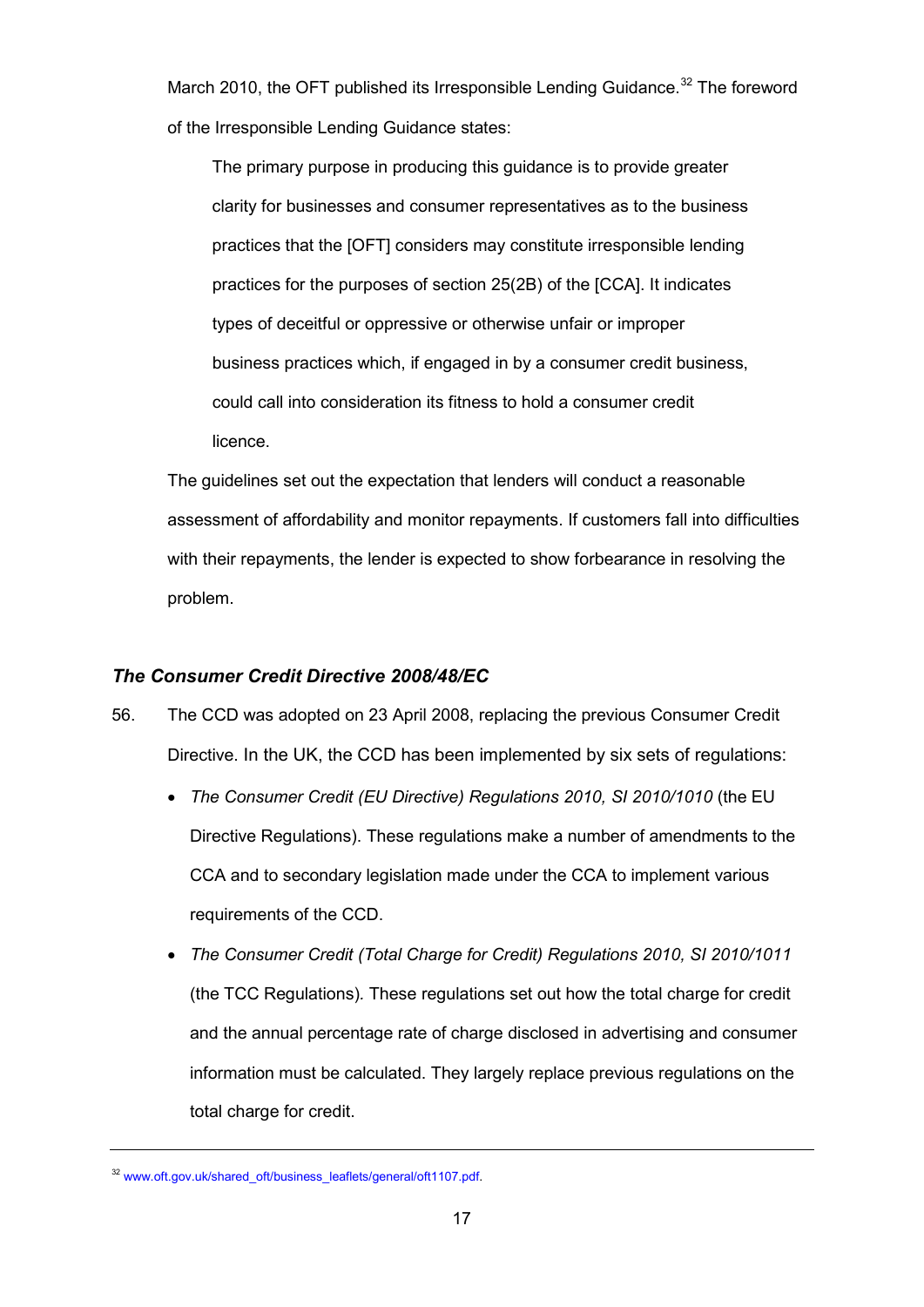March 2010, the OFT published its Irresponsible Lending Guidance.[32] The foreword of the Irresponsible Lending Guidance states:

> The primary purpose in producing this guidance is to provide greater clarity for businesses and consumer representatives as to the business practices that the [OFT] considers may constitute irresponsible lending practices for the purposes of section 25(2B) of the [CCA]. It indicates types of deceitful or oppressive or otherwise unfair or improper business practices which, if engaged in by a consumer credit business, could call into consideration its fitness to hold a consumer credit licence.

The guidelines set out the expectation that lenders will conduct a reasonable assessment of affordability and monitor repayments. If customers fall into difficulties with their repayments, the lender is expected to show forbearance in resolving the problem.

### *The Consumer Credit Directive 2008/48/EC*

56. The CCD was adopted on 23 April 2008, replacing the previous Consumer Credit Directive. In the UK, the CCD has been implemented by six sets of regulations:

- *The Consumer Credit (EU Directive) Regulations 2010, SI 2010/1010* (the EU Directive Regulations). These regulations make a number of amendments to the CCA and to secondary legislation made under the CCA to implement various requirements of the CCD.
- *The Consumer Credit (Total Charge for Credit) Regulations 2010, SI 2010/1011* (the TCC Regulations). These regulations set out how the total charge for credit and the annual percentage rate of charge disclosed in advertising and consumer information must be calculated. They largely replace previous regulations on the total charge for credit.

[32] www.oft.gov.uk/shared_oft/business_leaflets/general/oft1107.pdf.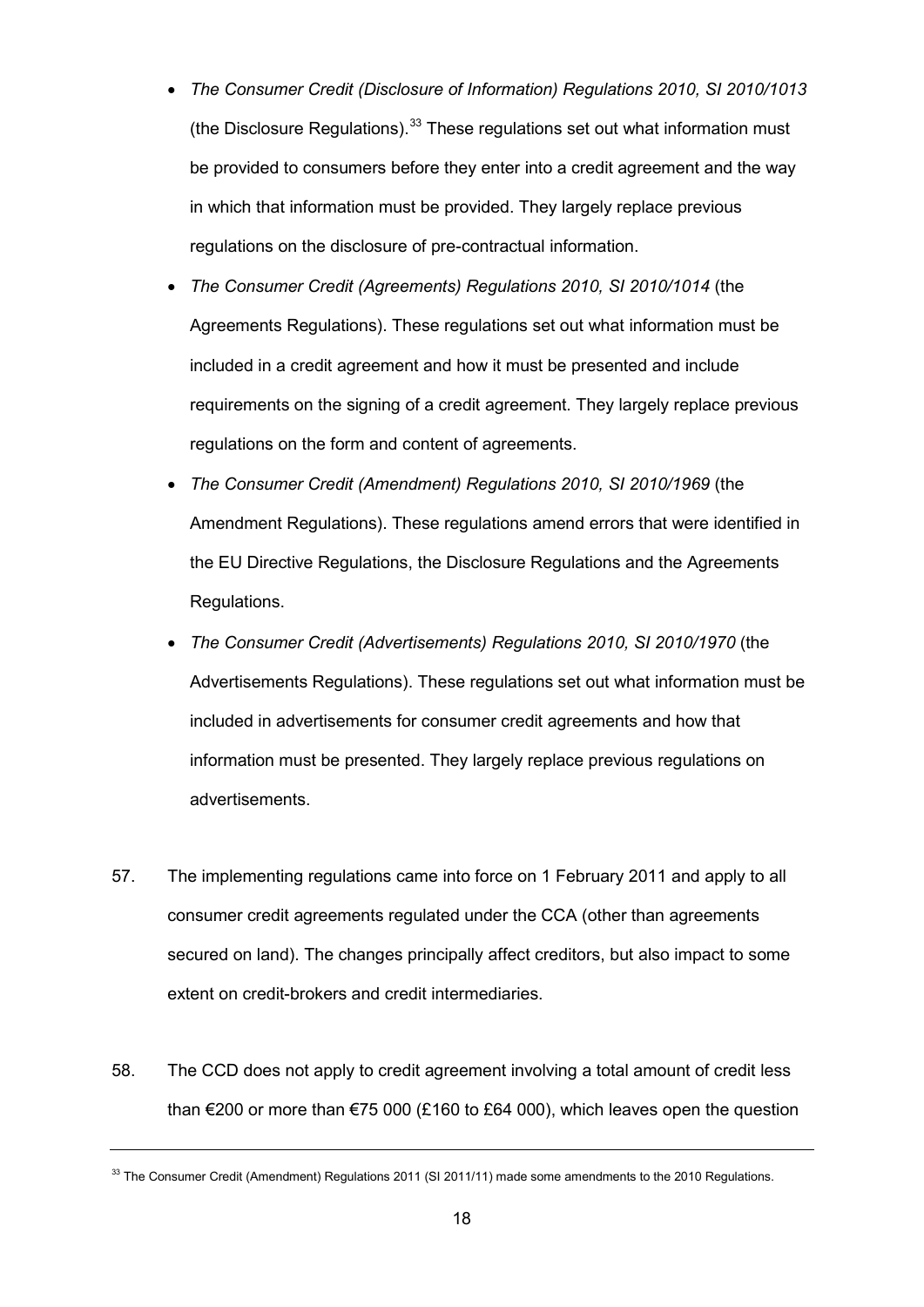- *The Consumer Credit (Disclosure of Information) Regulations 2010, SI 2010/1013* (the Disclosure Regulations).[33] These regulations set out what information must be provided to consumers before they enter into a credit agreement and the way in which that information must be provided. They largely replace previous regulations on the disclosure of pre-contractual information.
- *The Consumer Credit (Agreements) Regulations 2010, SI 2010/1014* (the Agreements Regulations). These regulations set out what information must be included in a credit agreement and how it must be presented and include requirements on the signing of a credit agreement. They largely replace previous regulations on the form and content of agreements.
- *The Consumer Credit (Amendment) Regulations 2010, SI 2010/1969* (the Amendment Regulations). These regulations amend errors that were identified in the EU Directive Regulations, the Disclosure Regulations and the Agreements Regulations.
- *The Consumer Credit (Advertisements) Regulations 2010, SI 2010/1970* (the Advertisements Regulations). These regulations set out what information must be included in advertisements for consumer credit agreements and how that information must be presented. They largely replace previous regulations on advertisements.

57. The implementing regulations came into force on 1 February 2011 and apply to all consumer credit agreements regulated under the CCA (other than agreements secured on land). The changes principally affect creditors, but also impact to some extent on credit-brokers and credit intermediaries.

58. The CCD does not apply to credit agreement involving a total amount of credit less than €200 or more than €75 000 (£160 to £64 000), which leaves open the question

---

[33] The Consumer Credit (Amendment) Regulations 2011 (SI 2011/11) made some amendments to the 2010 Regulations.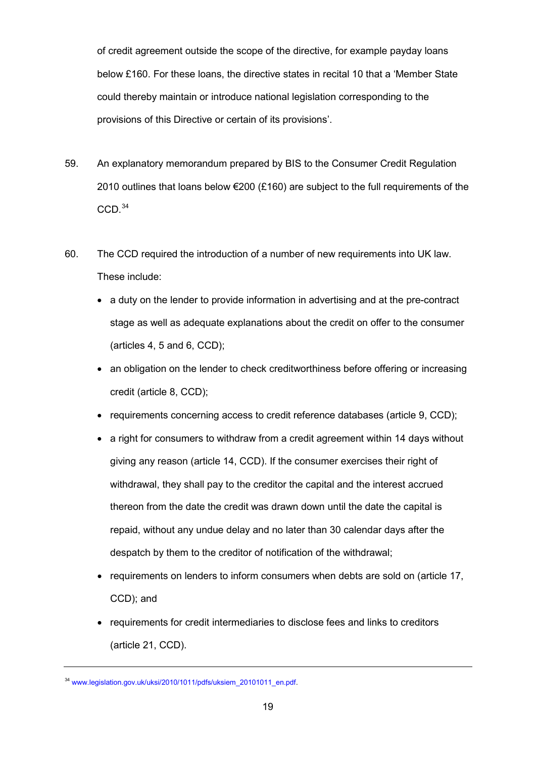of credit agreement outside the scope of the directive, for example payday loans below £160. For these loans, the directive states in recital 10 that a 'Member State could thereby maintain or introduce national legislation corresponding to the provisions of this Directive or certain of its provisions'.

59. An explanatory memorandum prepared by BIS to the Consumer Credit Regulation 2010 outlines that loans below €200 (£160) are subject to the full requirements of the CCD.[34]

60. The CCD required the introduction of a number of new requirements into UK law. These include:

- a duty on the lender to provide information in advertising and at the pre-contract stage as well as adequate explanations about the credit on offer to the consumer (articles 4, 5 and 6, CCD);
- an obligation on the lender to check creditworthiness before offering or increasing credit (article 8, CCD);
- requirements concerning access to credit reference databases (article 9, CCD);
- a right for consumers to withdraw from a credit agreement within 14 days without giving any reason (article 14, CCD). If the consumer exercises their right of withdrawal, they shall pay to the creditor the capital and the interest accrued thereon from the date the credit was drawn down until the date the capital is repaid, without any undue delay and no later than 30 calendar days after the despatch by them to the creditor of notification of the withdrawal;
- requirements on lenders to inform consumers when debts are sold on (article 17, CCD); and
- requirements for credit intermediaries to disclose fees and links to creditors (article 21, CCD).

---

[34] www.legislation.gov.uk/uksi/2010/1011/pdfs/uksiem_20101011_en.pdf.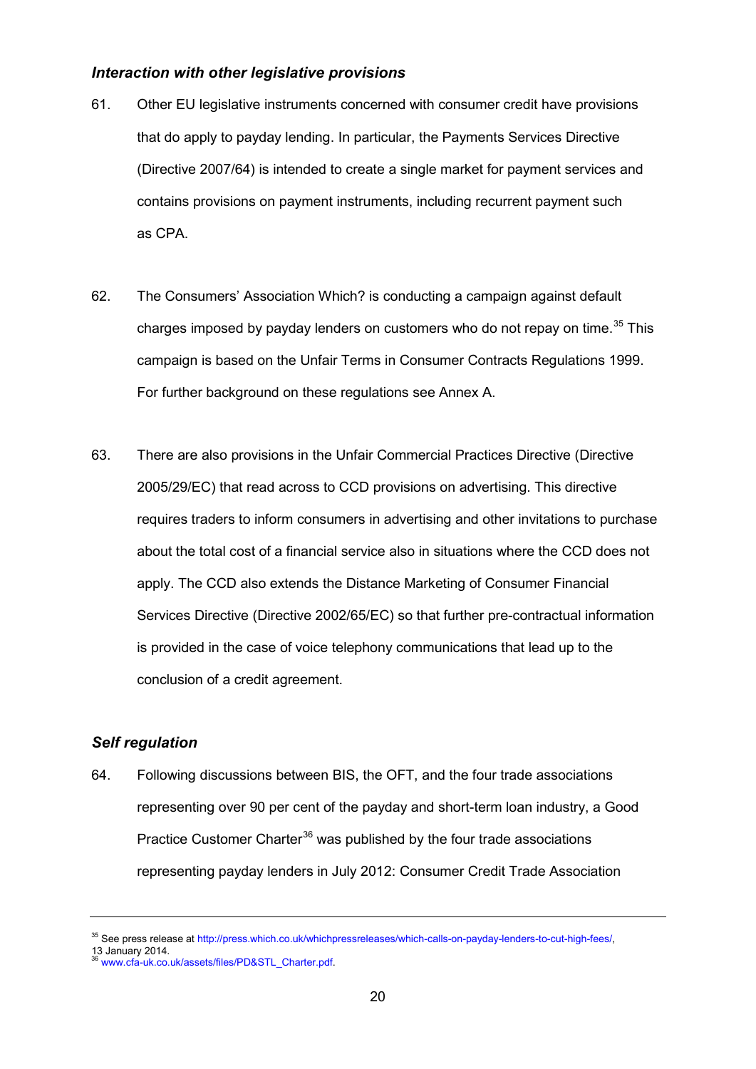### *Interaction with other legislative provisions*

61. Other EU legislative instruments concerned with consumer credit have provisions that do apply to payday lending. In particular, the Payments Services Directive (Directive 2007/64) is intended to create a single market for payment services and contains provisions on payment instruments, including recurrent payment such as CPA.

62. The Consumers' Association Which? is conducting a campaign against default charges imposed by payday lenders on customers who do not repay on time.[35] This campaign is based on the Unfair Terms in Consumer Contracts Regulations 1999. For further background on these regulations see Annex A.

63. There are also provisions in the Unfair Commercial Practices Directive (Directive 2005/29/EC) that read across to CCD provisions on advertising. This directive requires traders to inform consumers in advertising and other invitations to purchase about the total cost of a financial service also in situations where the CCD does not apply. The CCD also extends the Distance Marketing of Consumer Financial Services Directive (Directive 2002/65/EC) so that further pre-contractual information is provided in the case of voice telephony communications that lead up to the conclusion of a credit agreement.

### *Self regulation*

64. Following discussions between BIS, the OFT, and the four trade associations representing over 90 per cent of the payday and short-term loan industry, a Good Practice Customer Charter[36] was published by the four trade associations representing payday lenders in July 2012: Consumer Credit Trade Association

---

[35] See press release at http://press.which.co.uk/whichpressreleases/which-calls-on-payday-lenders-to-cut-high-fees/, 13 January 2014.

[36] www.cfa-uk.co.uk/assets/files/PD&STL_Charter.pdf.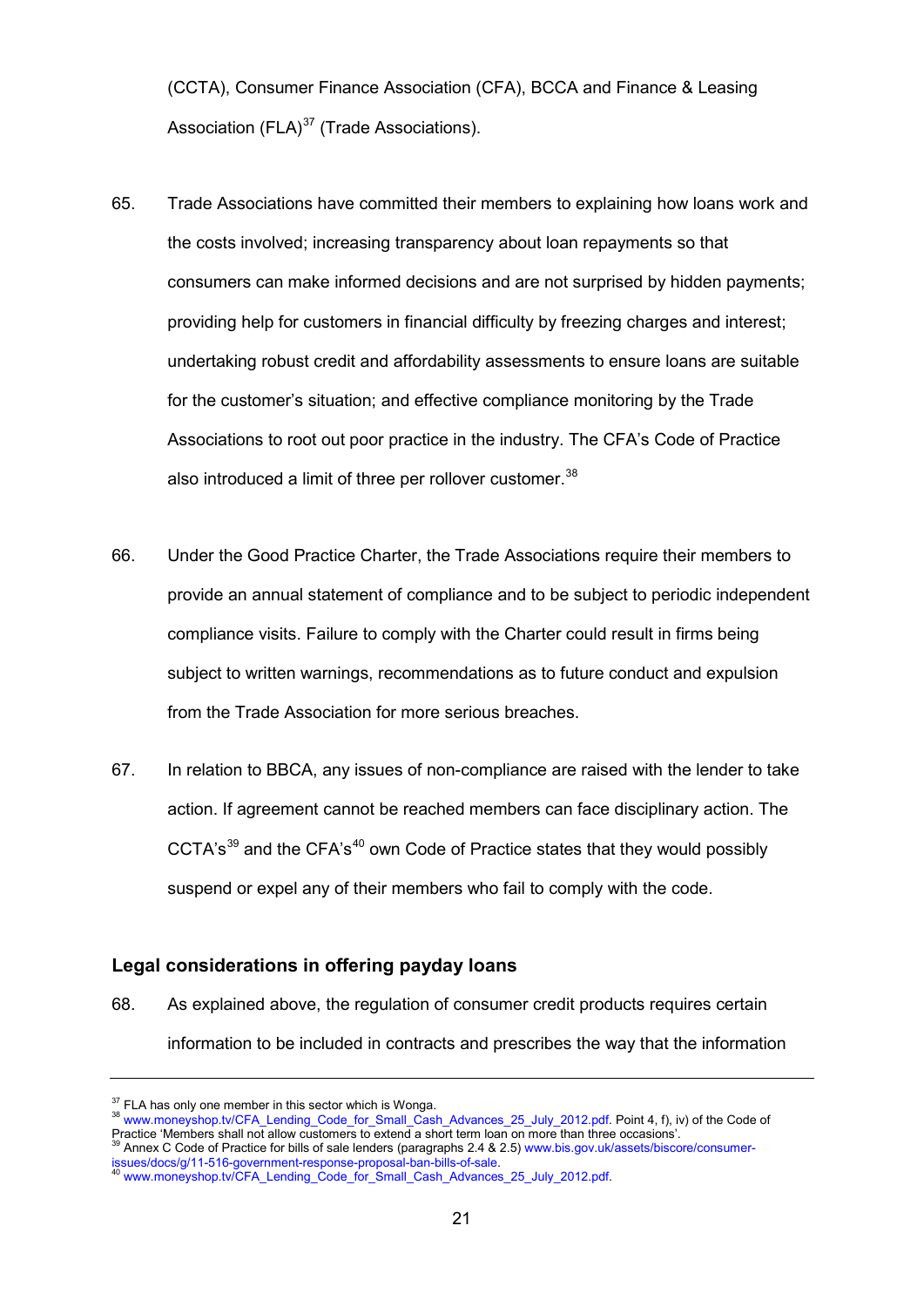(CCTA), Consumer Finance Association (CFA), BCCA and Finance & Leasing Association (FLA)[37] (Trade Associations).

65. Trade Associations have committed their members to explaining how loans work and the costs involved; increasing transparency about loan repayments so that consumers can make informed decisions and are not surprised by hidden payments; providing help for customers in financial difficulty by freezing charges and interest; undertaking robust credit and affordability assessments to ensure loans are suitable for the customer's situation; and effective compliance monitoring by the Trade Associations to root out poor practice in the industry. The CFA's Code of Practice also introduced a limit of three per rollover customer.[38]

66. Under the Good Practice Charter, the Trade Associations require their members to provide an annual statement of compliance and to be subject to periodic independent compliance visits. Failure to comply with the Charter could result in firms being subject to written warnings, recommendations as to future conduct and expulsion from the Trade Association for more serious breaches.

67. In relation to BBCA, any issues of non-compliance are raised with the lender to take action. If agreement cannot be reached members can face disciplinary action. The CCTA's[39] and the CFA's[40] own Code of Practice states that they would possibly suspend or expel any of their members who fail to comply with the code.

## Legal considerations in offering payday loans

68. As explained above, the regulation of consumer credit products requires certain information to be included in contracts and prescribes the way that the information

---

[37] FLA has only one member in this sector which is Wonga.

[38] www.moneyshop.tv/CFA_Lending_Code_for_Small_Cash_Advances_25_July_2012.pdf. Point 4, f), iv) of the Code of Practice 'Members shall not allow customers to extend a short term loan on more than three occasions'.

[39] Annex C Code of Practice for bills of sale lenders (paragraphs 2.4 & 2.5) www.bis.gov.uk/assets/biscore/consumer-issues/docs/g/11-516-government-response-proposal-ban-bills-of-sale.

[40] www.moneyshop.tv/CFA_Lending_Code_for_Small_Cash_Advances_25_July_2012.pdf.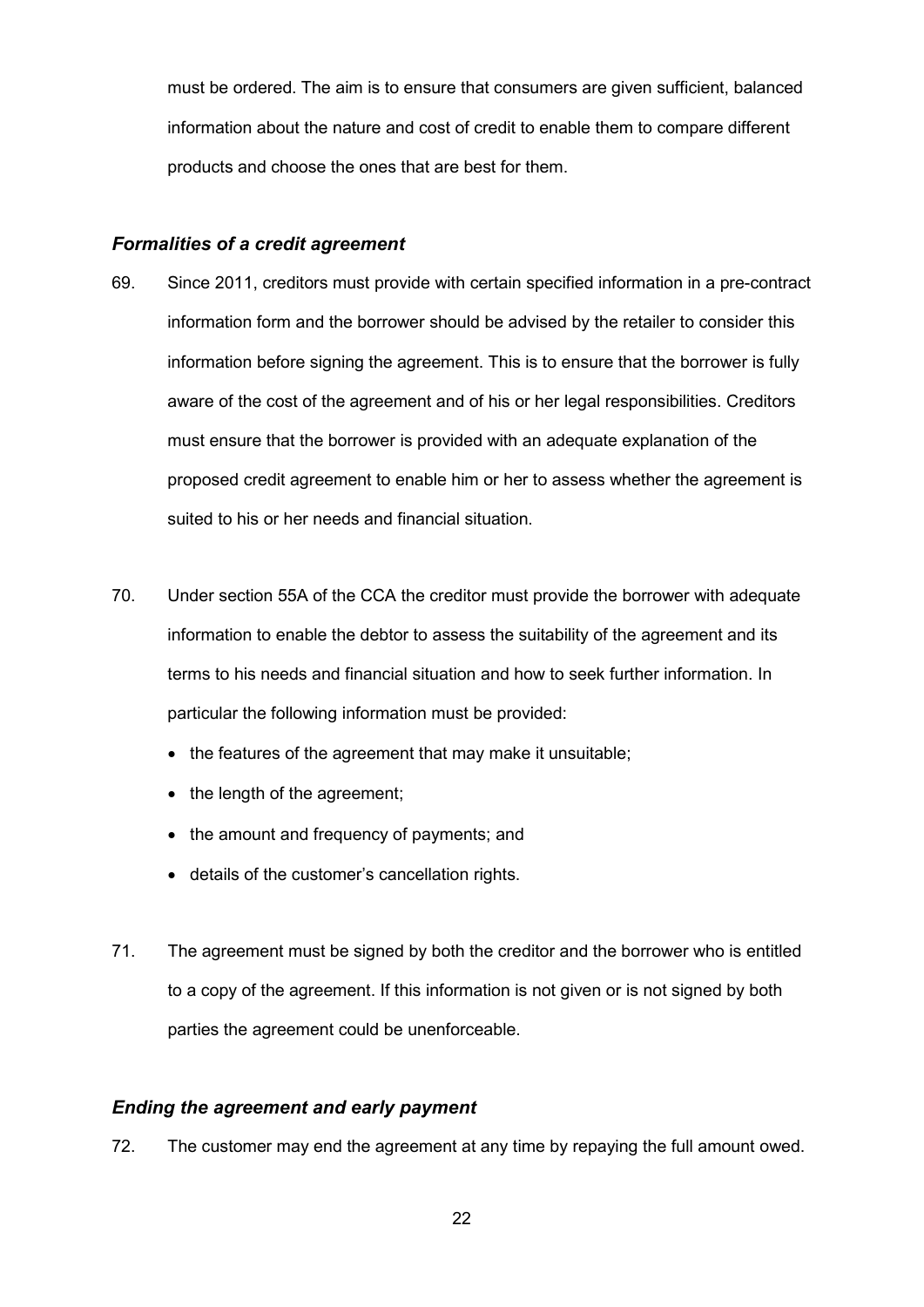must be ordered. The aim is to ensure that consumers are given sufficient, balanced information about the nature and cost of credit to enable them to compare different products and choose the ones that are best for them.

### *Formalities of a credit agreement*

69. Since 2011, creditors must provide with certain specified information in a pre-contract information form and the borrower should be advised by the retailer to consider this information before signing the agreement. This is to ensure that the borrower is fully aware of the cost of the agreement and of his or her legal responsibilities. Creditors must ensure that the borrower is provided with an adequate explanation of the proposed credit agreement to enable him or her to assess whether the agreement is suited to his or her needs and financial situation.

70. Under section 55A of the CCA the creditor must provide the borrower with adequate information to enable the debtor to assess the suitability of the agreement and its terms to his needs and financial situation and how to seek further information. In particular the following information must be provided:

    - the features of the agreement that may make it unsuitable;
    - the length of the agreement;
    - the amount and frequency of payments; and
    - details of the customer's cancellation rights.

71. The agreement must be signed by both the creditor and the borrower who is entitled to a copy of the agreement. If this information is not given or is not signed by both parties the agreement could be unenforceable.

### *Ending the agreement and early payment*

72. The customer may end the agreement at any time by repaying the full amount owed.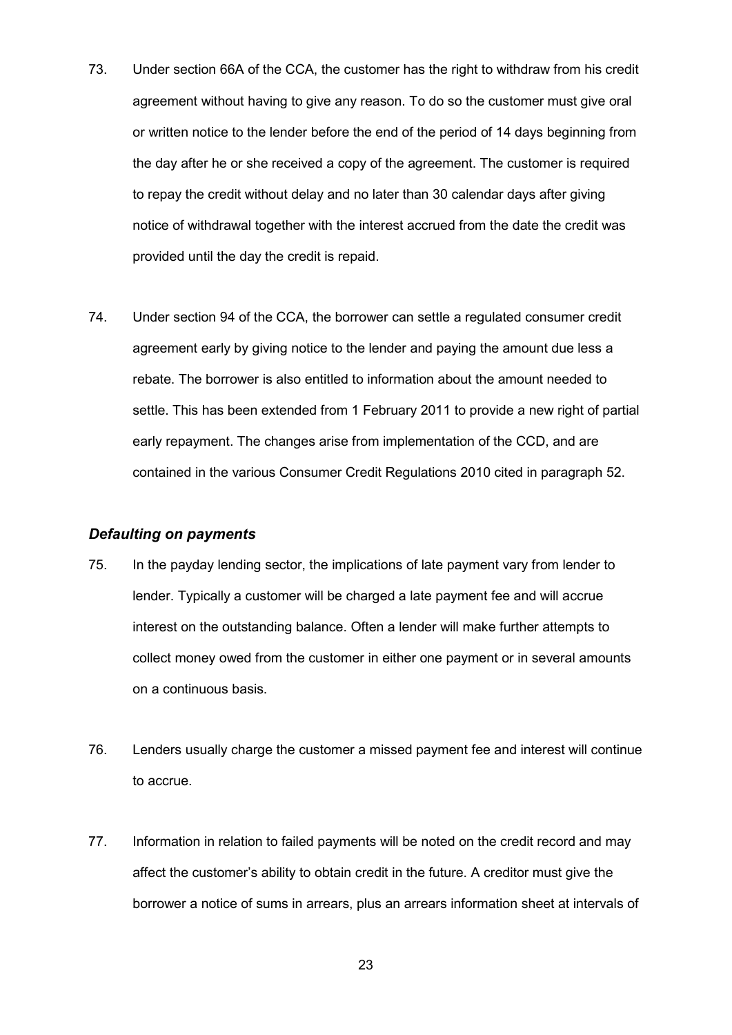73. Under section 66A of the CCA, the customer has the right to withdraw from his credit agreement without having to give any reason. To do so the customer must give oral or written notice to the lender before the end of the period of 14 days beginning from the day after he or she received a copy of the agreement. The customer is required to repay the credit without delay and no later than 30 calendar days after giving notice of withdrawal together with the interest accrued from the date the credit was provided until the day the credit is repaid.

74. Under section 94 of the CCA, the borrower can settle a regulated consumer credit agreement early by giving notice to the lender and paying the amount due less a rebate. The borrower is also entitled to information about the amount needed to settle. This has been extended from 1 February 2011 to provide a new right of partial early repayment. The changes arise from implementation of the CCD, and are contained in the various Consumer Credit Regulations 2010 cited in paragraph 52.

### *Defaulting on payments*

75. In the payday lending sector, the implications of late payment vary from lender to lender. Typically a customer will be charged a late payment fee and will accrue interest on the outstanding balance. Often a lender will make further attempts to collect money owed from the customer in either one payment or in several amounts on a continuous basis.

76. Lenders usually charge the customer a missed payment fee and interest will continue to accrue.

77. Information in relation to failed payments will be noted on the credit record and may affect the customer's ability to obtain credit in the future. A creditor must give the borrower a notice of sums in arrears, plus an arrears information sheet at intervals of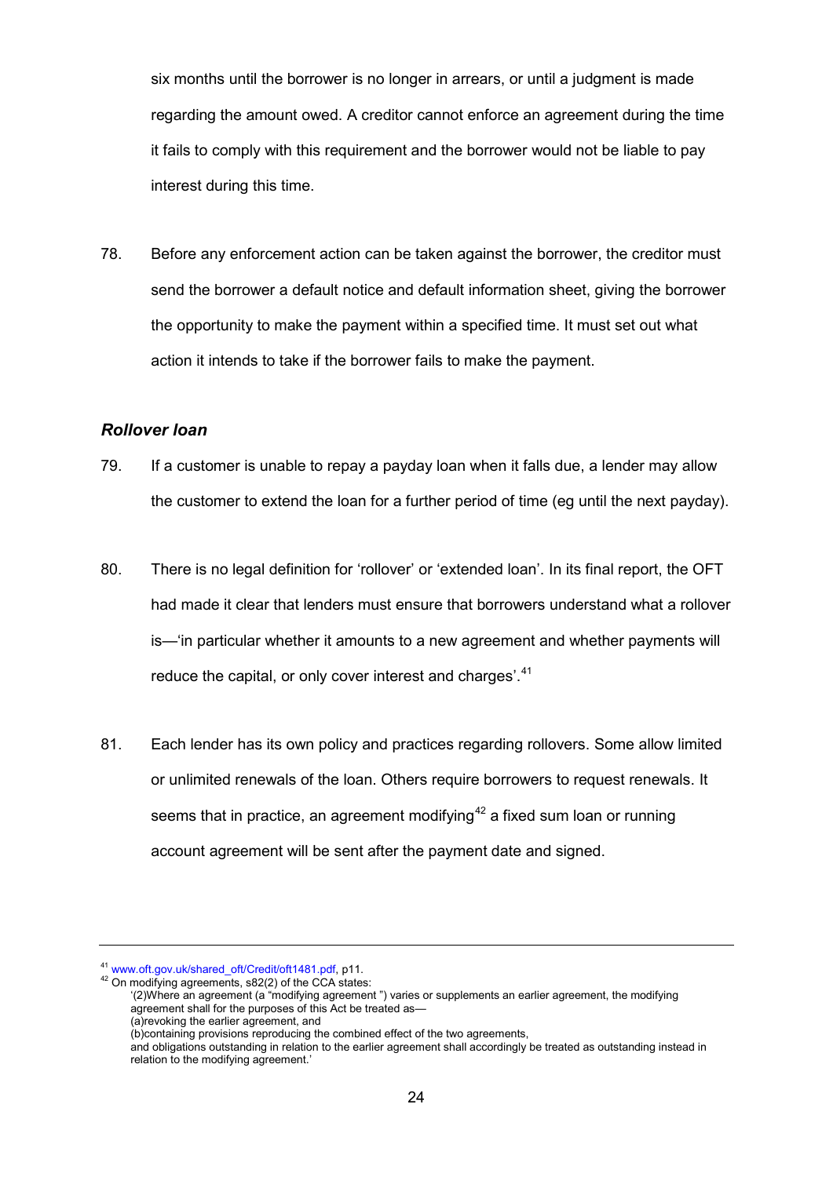six months until the borrower is no longer in arrears, or until a judgment is made regarding the amount owed. A creditor cannot enforce an agreement during the time it fails to comply with this requirement and the borrower would not be liable to pay interest during this time.

78. Before any enforcement action can be taken against the borrower, the creditor must send the borrower a default notice and default information sheet, giving the borrower the opportunity to make the payment within a specified time. It must set out what action it intends to take if the borrower fails to make the payment.

### *Rollover loan*

79. If a customer is unable to repay a payday loan when it falls due, a lender may allow the customer to extend the loan for a further period of time (eg until the next payday).

80. There is no legal definition for 'rollover' or 'extended loan'. In its final report, the OFT had made it clear that lenders must ensure that borrowers understand what a rollover is—'in particular whether it amounts to a new agreement and whether payments will reduce the capital, or only cover interest and charges'.[41]

81. Each lender has its own policy and practices regarding rollovers. Some allow limited or unlimited renewals of the loan. Others require borrowers to request renewals. It seems that in practice, an agreement modifying[42] a fixed sum loan or running account agreement will be sent after the payment date and signed.

---

[41] www.oft.gov.uk/shared_oft/Credit/oft1481.pdf, p11.

[42] On modifying agreements, s82(2) of the CCA states:

'(2)Where an agreement (a "modifying agreement ") varies or supplements an earlier agreement, the modifying agreement shall for the purposes of this Act be treated as—
(a)revoking the earlier agreement, and
(b)containing provisions reproducing the combined effect of the two agreements,
and obligations outstanding in relation to the earlier agreement shall accordingly be treated as outstanding instead in relation to the modifying agreement.'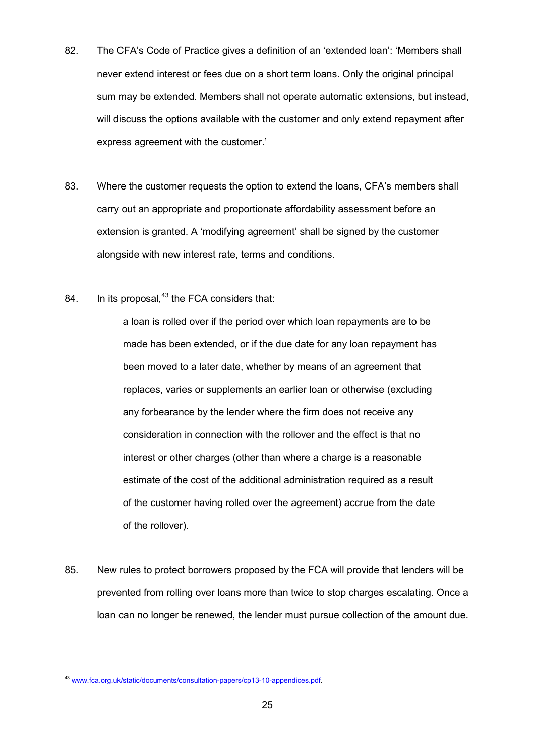82. The CFA's Code of Practice gives a definition of an 'extended loan': 'Members shall never extend interest or fees due on a short term loans. Only the original principal sum may be extended. Members shall not operate automatic extensions, but instead, will discuss the options available with the customer and only extend repayment after express agreement with the customer.'

83. Where the customer requests the option to extend the loans, CFA's members shall carry out an appropriate and proportionate affordability assessment before an extension is granted. A 'modifying agreement' shall be signed by the customer alongside with new interest rate, terms and conditions.

84. In its proposal,[43] the FCA considers that:

> a loan is rolled over if the period over which loan repayments are to be made has been extended, or if the due date for any loan repayment has been moved to a later date, whether by means of an agreement that replaces, varies or supplements an earlier loan or otherwise (excluding any forbearance by the lender where the firm does not receive any consideration in connection with the rollover and the effect is that no interest or other charges (other than where a charge is a reasonable estimate of the cost of the additional administration required as a result of the customer having rolled over the agreement) accrue from the date of the rollover).

85. New rules to protect borrowers proposed by the FCA will provide that lenders will be prevented from rolling over loans more than twice to stop charges escalating. Once a loan can no longer be renewed, the lender must pursue collection of the amount due.

---

[43] www.fca.org.uk/static/documents/consultation-papers/cp13-10-appendices.pdf.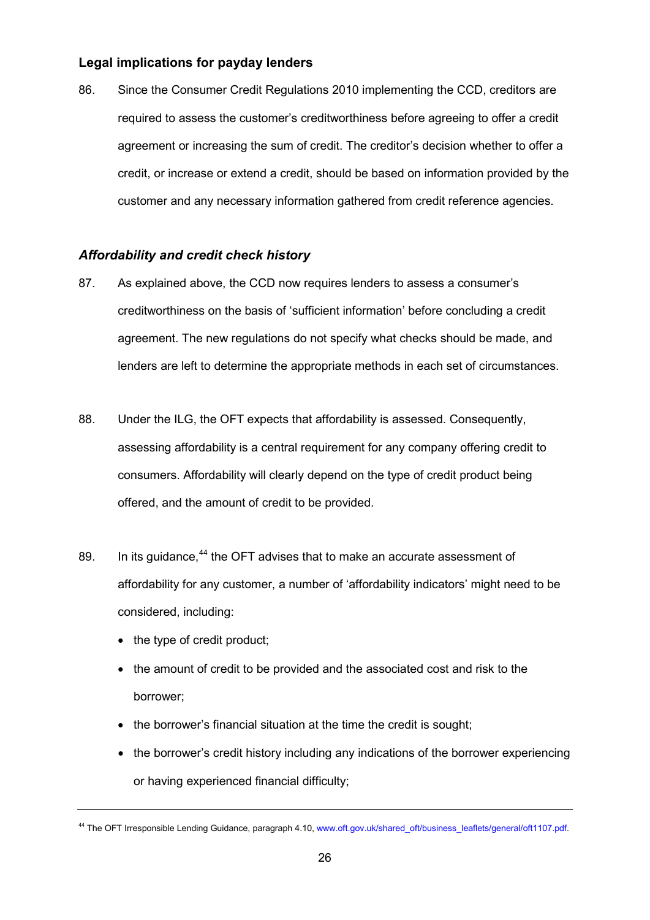## Legal implications for payday lenders

86. Since the Consumer Credit Regulations 2010 implementing the CCD, creditors are required to assess the customer's creditworthiness before agreeing to offer a credit agreement or increasing the sum of credit. The creditor's decision whether to offer a credit, or increase or extend a credit, should be based on information provided by the customer and any necessary information gathered from credit reference agencies.

### *Affordability and credit check history*

87. As explained above, the CCD now requires lenders to assess a consumer's creditworthiness on the basis of 'sufficient information' before concluding a credit agreement. The new regulations do not specify what checks should be made, and lenders are left to determine the appropriate methods in each set of circumstances.

88. Under the ILG, the OFT expects that affordability is assessed. Consequently, assessing affordability is a central requirement for any company offering credit to consumers. Affordability will clearly depend on the type of credit product being offered, and the amount of credit to be provided.

89. In its guidance,[44] the OFT advises that to make an accurate assessment of affordability for any customer, a number of 'affordability indicators' might need to be considered, including:

- the type of credit product;
- the amount of credit to be provided and the associated cost and risk to the borrower;
- the borrower's financial situation at the time the credit is sought;
- the borrower's credit history including any indications of the borrower experiencing or having experienced financial difficulty;

---

[44] The OFT Irresponsible Lending Guidance, paragraph 4.10, www.oft.gov.uk/shared_oft/business_leaflets/general/oft1107.pdf.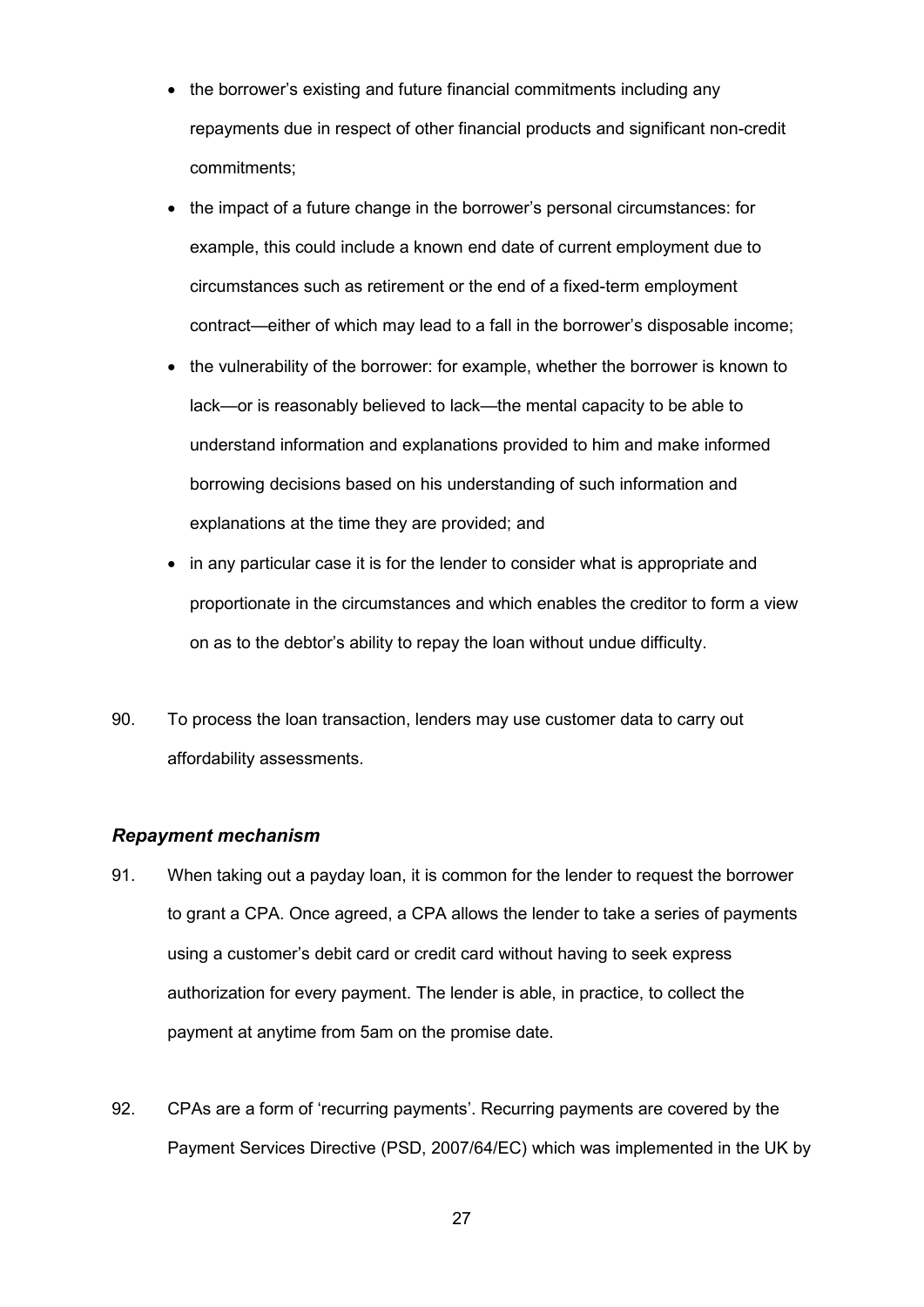- the borrower's existing and future financial commitments including any repayments due in respect of other financial products and significant non-credit commitments;
- the impact of a future change in the borrower's personal circumstances: for example, this could include a known end date of current employment due to circumstances such as retirement or the end of a fixed-term employment contract—either of which may lead to a fall in the borrower's disposable income;
- the vulnerability of the borrower: for example, whether the borrower is known to lack—or is reasonably believed to lack—the mental capacity to be able to understand information and explanations provided to him and make informed borrowing decisions based on his understanding of such information and explanations at the time they are provided; and
- in any particular case it is for the lender to consider what is appropriate and proportionate in the circumstances and which enables the creditor to form a view on as to the debtor's ability to repay the loan without undue difficulty.

90. To process the loan transaction, lenders may use customer data to carry out affordability assessments.

### *Repayment mechanism*

91. When taking out a payday loan, it is common for the lender to request the borrower to grant a CPA. Once agreed, a CPA allows the lender to take a series of payments using a customer's debit card or credit card without having to seek express authorization for every payment. The lender is able, in practice, to collect the payment at anytime from 5am on the promise date.

92. CPAs are a form of 'recurring payments'. Recurring payments are covered by the Payment Services Directive (PSD, 2007/64/EC) which was implemented in the UK by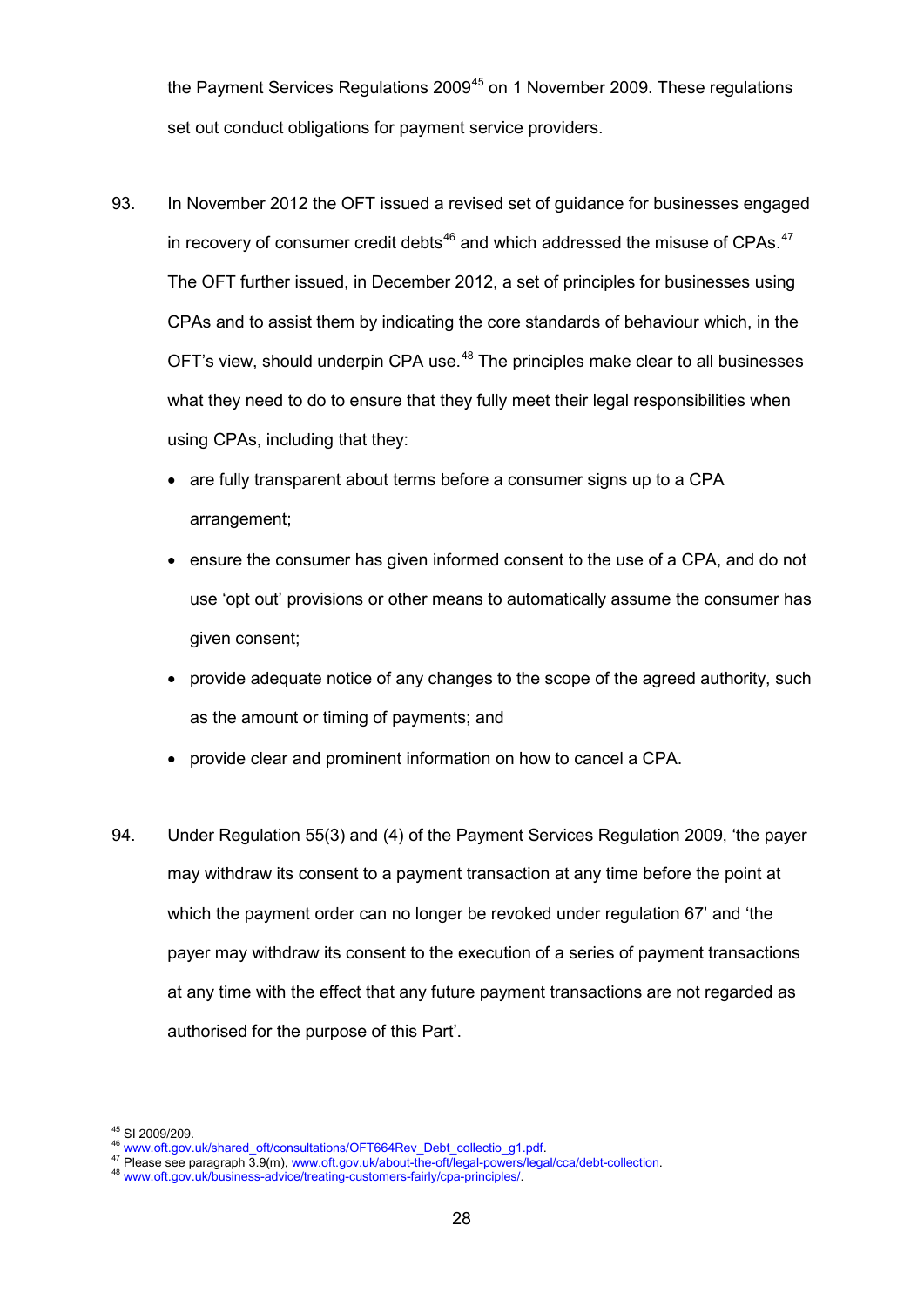the Payment Services Regulations 2009[45] on 1 November 2009. These regulations set out conduct obligations for payment service providers.

93. In November 2012 the OFT issued a revised set of guidance for businesses engaged in recovery of consumer credit debts[46] and which addressed the misuse of CPAs.[47] The OFT further issued, in December 2012, a set of principles for businesses using CPAs and to assist them by indicating the core standards of behaviour which, in the OFT's view, should underpin CPA use.[48] The principles make clear to all businesses what they need to do to ensure that they fully meet their legal responsibilities when using CPAs, including that they:

- are fully transparent about terms before a consumer signs up to a CPA arrangement;
- ensure the consumer has given informed consent to the use of a CPA, and do not use 'opt out' provisions or other means to automatically assume the consumer has given consent;
- provide adequate notice of any changes to the scope of the agreed authority, such as the amount or timing of payments; and
- provide clear and prominent information on how to cancel a CPA.

94. Under Regulation 55(3) and (4) of the Payment Services Regulation 2009, 'the payer may withdraw its consent to a payment transaction at any time before the point at which the payment order can no longer be revoked under regulation 67' and 'the payer may withdraw its consent to the execution of a series of payment transactions at any time with the effect that any future payment transactions are not regarded as authorised for the purpose of this Part'.

---

[45] SI 2009/209.
[46] www.oft.gov.uk/shared_oft/consultations/OFT664Rev_Debt_collectio_g1.pdf.
[47] Please see paragraph 3.9(m), www.oft.gov.uk/about-the-oft/legal-powers/legal/cca/debt-collection.
[48] www.oft.gov.uk/business-advice/treating-customers-fairly/cpa-principles/.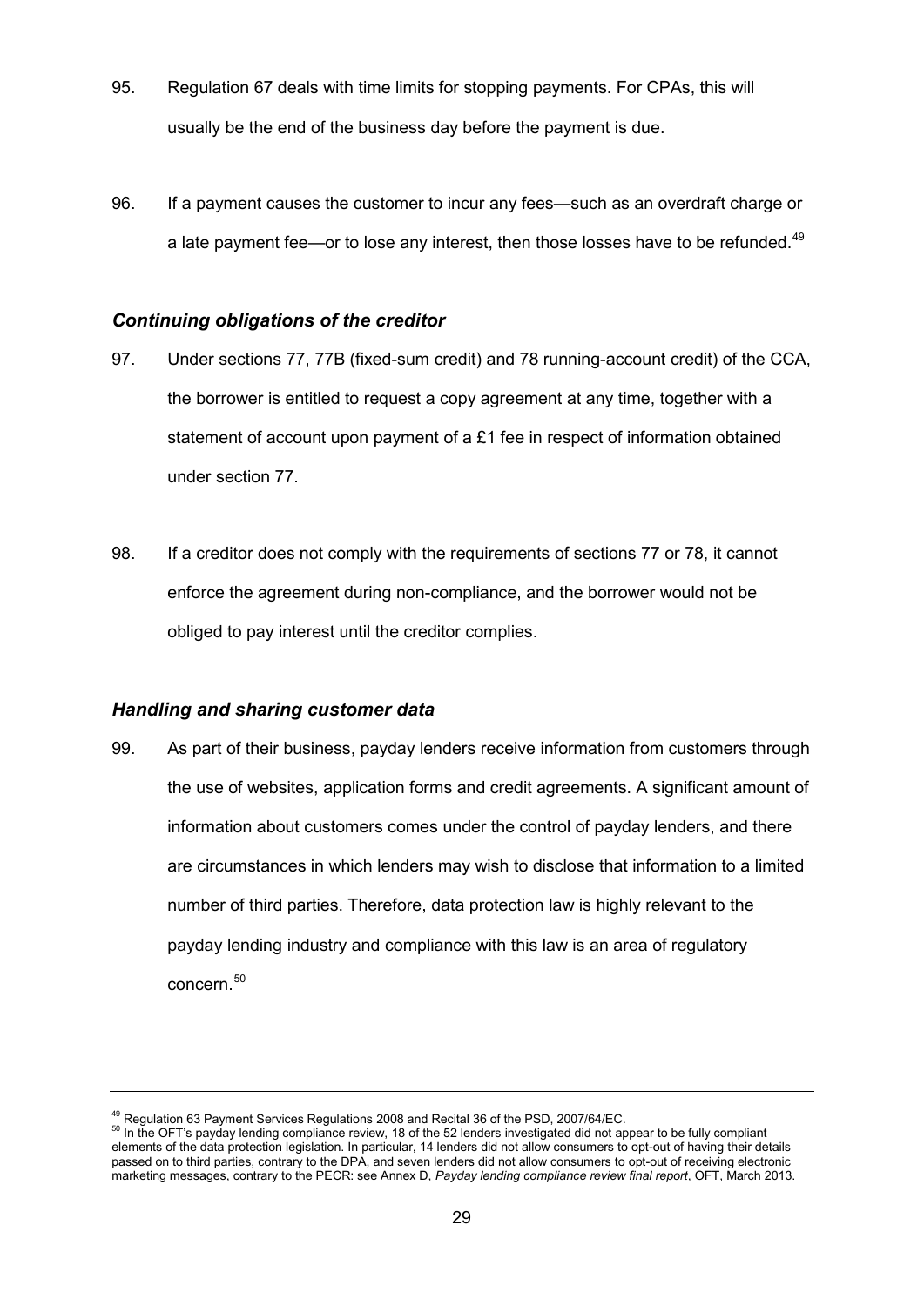95. Regulation 67 deals with time limits for stopping payments. For CPAs, this will usually be the end of the business day before the payment is due.

96. If a payment causes the customer to incur any fees—such as an overdraft charge or a late payment fee—or to lose any interest, then those losses have to be refunded.[49]

### *Continuing obligations of the creditor*

97. Under sections 77, 77B (fixed-sum credit) and 78 running-account credit) of the CCA, the borrower is entitled to request a copy agreement at any time, together with a statement of account upon payment of a £1 fee in respect of information obtained under section 77.

98. If a creditor does not comply with the requirements of sections 77 or 78, it cannot enforce the agreement during non-compliance, and the borrower would not be obliged to pay interest until the creditor complies.

### *Handling and sharing customer data*

99. As part of their business, payday lenders receive information from customers through the use of websites, application forms and credit agreements. A significant amount of information about customers comes under the control of payday lenders, and there are circumstances in which lenders may wish to disclose that information to a limited number of third parties. Therefore, data protection law is highly relevant to the payday lending industry and compliance with this law is an area of regulatory concern.[50]

---

[49] Regulation 63 Payment Services Regulations 2008 and Recital 36 of the PSD, 2007/64/EC.

[50] In the OFT's payday lending compliance review, 18 of the 52 lenders investigated did not appear to be fully compliant elements of the data protection legislation. In particular, 14 lenders did not allow consumers to opt-out of having their details passed on to third parties, contrary to the DPA, and seven lenders did not allow consumers to opt-out of receiving electronic marketing messages, contrary to the PECR: see Annex D, *Payday lending compliance review final report*, OFT, March 2013.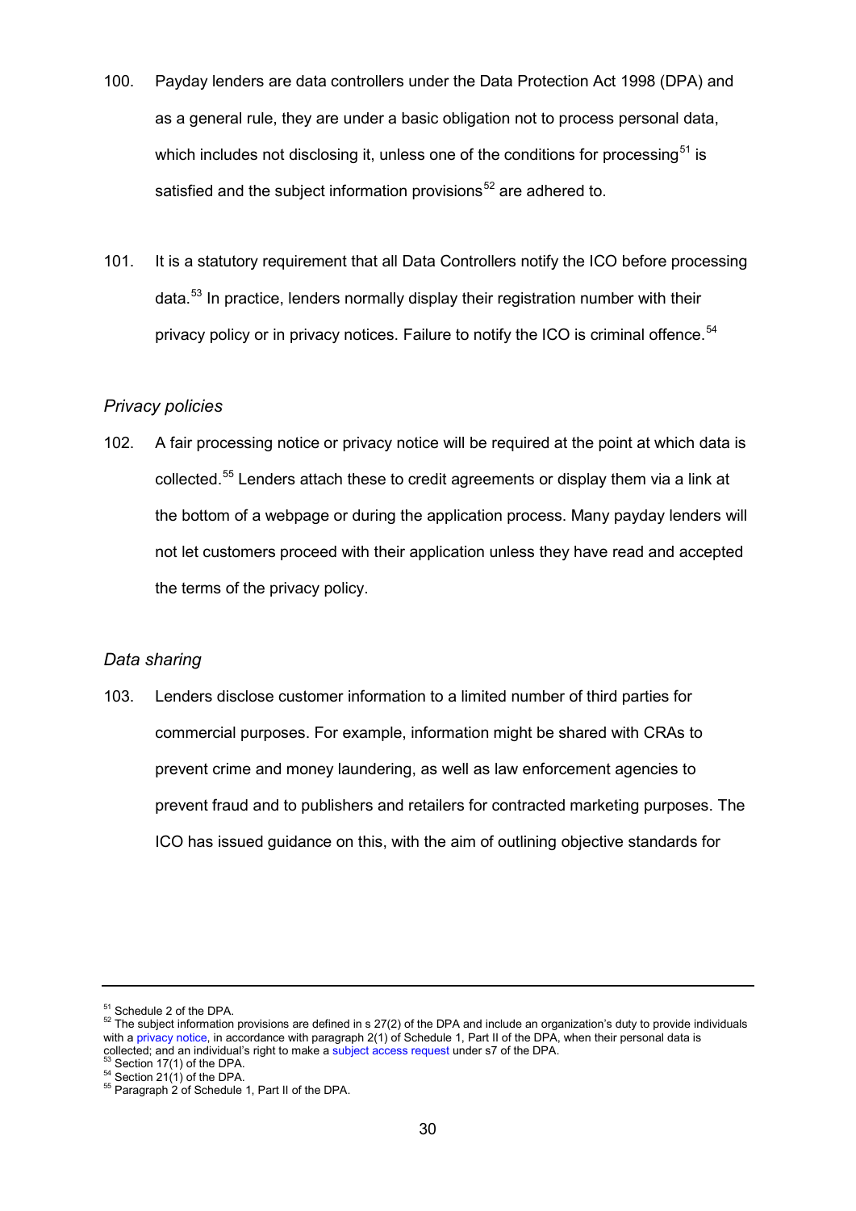100. Payday lenders are data controllers under the Data Protection Act 1998 (DPA) and as a general rule, they are under a basic obligation not to process personal data, which includes not disclosing it, unless one of the conditions for processing[51] is satisfied and the subject information provisions[52] are adhered to.

101. It is a statutory requirement that all Data Controllers notify the ICO before processing data.[53] In practice, lenders normally display their registration number with their privacy policy or in privacy notices. Failure to notify the ICO is criminal offence.[54]

*Privacy policies*

102. A fair processing notice or privacy notice will be required at the point at which data is collected.[55] Lenders attach these to credit agreements or display them via a link at the bottom of a webpage or during the application process. Many payday lenders will not let customers proceed with their application unless they have read and accepted the terms of the privacy policy.

*Data sharing*

103. Lenders disclose customer information to a limited number of third parties for commercial purposes. For example, information might be shared with CRAs to prevent crime and money laundering, as well as law enforcement agencies to prevent fraud and to publishers and retailers for contracted marketing purposes. The ICO has issued guidance on this, with the aim of outlining objective standards for

---

[51] Schedule 2 of the DPA.

[52] The subject information provisions are defined in s 27(2) of the DPA and include an organization's duty to provide individuals with a privacy notice, in accordance with paragraph 2(1) of Schedule 1, Part II of the DPA, when their personal data is collected; and an individual's right to make a subject access request under s7 of the DPA.

[53] Section 17(1) of the DPA.

[54] Section 21(1) of the DPA.

[55] Paragraph 2 of Schedule 1, Part II of the DPA.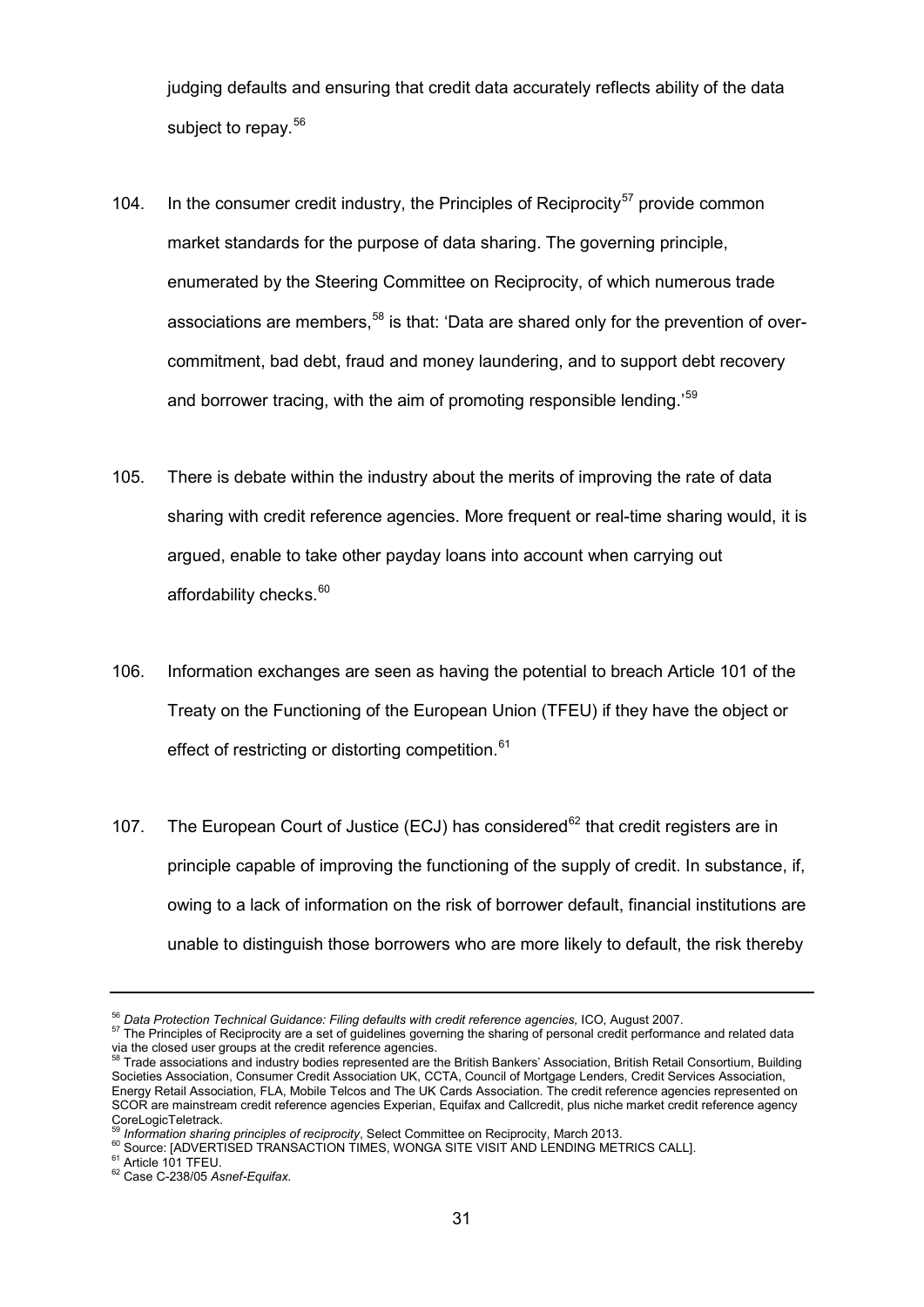judging defaults and ensuring that credit data accurately reflects ability of the data subject to repay.[56]

104. In the consumer credit industry, the Principles of Reciprocity[57] provide common market standards for the purpose of data sharing. The governing principle, enumerated by the Steering Committee on Reciprocity, of which numerous trade associations are members,[58] is that: 'Data are shared only for the prevention of over-commitment, bad debt, fraud and money laundering, and to support debt recovery and borrower tracing, with the aim of promoting responsible lending.'[59]

105. There is debate within the industry about the merits of improving the rate of data sharing with credit reference agencies. More frequent or real-time sharing would, it is argued, enable to take other payday loans into account when carrying out affordability checks.[60]

106. Information exchanges are seen as having the potential to breach Article 101 of the Treaty on the Functioning of the European Union (TFEU) if they have the object or effect of restricting or distorting competition.[61]

107. The European Court of Justice (ECJ) has considered[62] that credit registers are in principle capable of improving the functioning of the supply of credit. In substance, if, owing to a lack of information on the risk of borrower default, financial institutions are unable to distinguish those borrowers who are more likely to default, the risk thereby

---

[56] *Data Protection Technical Guidance: Filing defaults with credit reference agencies*, ICO, August 2007.

[57] The Principles of Reciprocity are a set of guidelines governing the sharing of personal credit performance and related data via the closed user groups at the credit reference agencies.

[58] Trade associations and industry bodies represented are the British Bankers' Association, British Retail Consortium, Building Societies Association, Consumer Credit Association UK, CCTA, Council of Mortgage Lenders, Credit Services Association, Energy Retail Association, FLA, Mobile Telcos and The UK Cards Association. The credit reference agencies represented on SCOR are mainstream credit reference agencies Experian, Equifax and Callcredit, plus niche market credit reference agency CoreLogicTeletrack.

[59] *Information sharing principles of reciprocity*, Select Committee on Reciprocity, March 2013.

[60] Source: [ADVERTISED TRANSACTION TIMES, WONGA SITE VISIT AND LENDING METRICS CALL].

[61] Article 101 TFEU.

[62] Case C-238/05 *Asnef-Equifax.*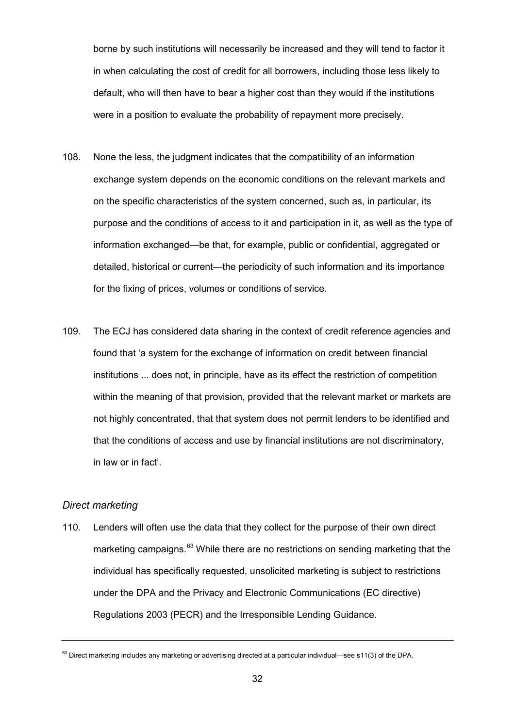borne by such institutions will necessarily be increased and they will tend to factor it in when calculating the cost of credit for all borrowers, including those less likely to default, who will then have to bear a higher cost than they would if the institutions were in a position to evaluate the probability of repayment more precisely.

108. None the less, the judgment indicates that the compatibility of an information exchange system depends on the economic conditions on the relevant markets and on the specific characteristics of the system concerned, such as, in particular, its purpose and the conditions of access to it and participation in it, as well as the type of information exchanged—be that, for example, public or confidential, aggregated or detailed, historical or current—the periodicity of such information and its importance for the fixing of prices, volumes or conditions of service.

109. The ECJ has considered data sharing in the context of credit reference agencies and found that 'a system for the exchange of information on credit between financial institutions ... does not, in principle, have as its effect the restriction of competition within the meaning of that provision, provided that the relevant market or markets are not highly concentrated, that that system does not permit lenders to be identified and that the conditions of access and use by financial institutions are not discriminatory, in law or in fact'.

### *Direct marketing*

110. Lenders will often use the data that they collect for the purpose of their own direct marketing campaigns.[63] While there are no restrictions on sending marketing that the individual has specifically requested, unsolicited marketing is subject to restrictions under the DPA and the Privacy and Electronic Communications (EC directive) Regulations 2003 (PECR) and the Irresponsible Lending Guidance.

---

[63] Direct marketing includes any marketing or advertising directed at a particular individual—see s11(3) of the DPA.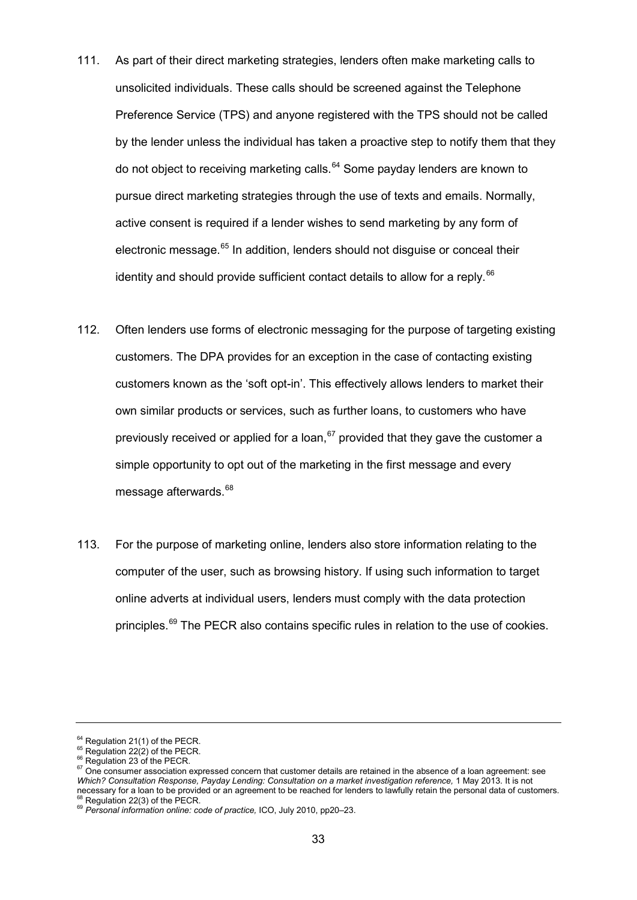111. As part of their direct marketing strategies, lenders often make marketing calls to unsolicited individuals. These calls should be screened against the Telephone Preference Service (TPS) and anyone registered with the TPS should not be called by the lender unless the individual has taken a proactive step to notify them that they do not object to receiving marketing calls.[64] Some payday lenders are known to pursue direct marketing strategies through the use of texts and emails. Normally, active consent is required if a lender wishes to send marketing by any form of electronic message.[65] In addition, lenders should not disguise or conceal their identity and should provide sufficient contact details to allow for a reply.[66]

112. Often lenders use forms of electronic messaging for the purpose of targeting existing customers. The DPA provides for an exception in the case of contacting existing customers known as the 'soft opt-in'. This effectively allows lenders to market their own similar products or services, such as further loans, to customers who have previously received or applied for a loan,[67] provided that they gave the customer a simple opportunity to opt out of the marketing in the first message and every message afterwards.[68]

113. For the purpose of marketing online, lenders also store information relating to the computer of the user, such as browsing history. If using such information to target online adverts at individual users, lenders must comply with the data protection principles.[69] The PECR also contains specific rules in relation to the use of cookies.

---

[64] Regulation 21(1) of the PECR.

[65] Regulation 22(2) of the PECR.

[66] Regulation 23 of the PECR.

[67] One consumer association expressed concern that customer details are retained in the absence of a loan agreement: see *Which? Consultation Response, Payday Lending: Consultation on a market investigation reference,* 1 May 2013. It is not necessary for a loan to be provided or an agreement to be reached for lenders to lawfully retain the personal data of customers.

[68] Regulation 22(3) of the PECR.

[69] *Personal information online: code of practice,* ICO, July 2010, pp20–23.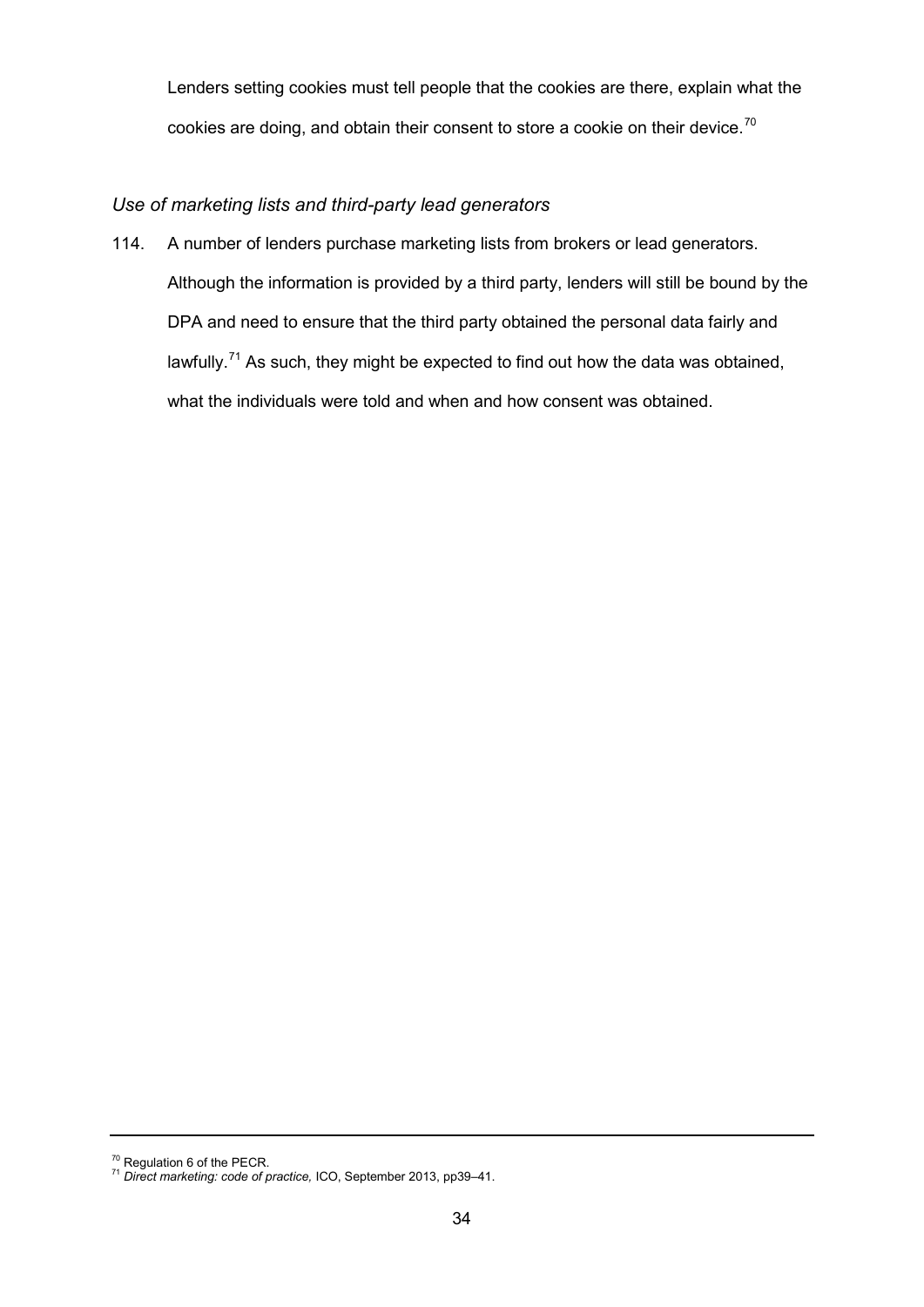Lenders setting cookies must tell people that the cookies are there, explain what the cookies are doing, and obtain their consent to store a cookie on their device.[70]

*Use of marketing lists and third-party lead generators*

114. A number of lenders purchase marketing lists from brokers or lead generators. Although the information is provided by a third party, lenders will still be bound by the DPA and need to ensure that the third party obtained the personal data fairly and lawfully.[71] As such, they might be expected to find out how the data was obtained, what the individuals were told and when and how consent was obtained.

---

[70] Regulation 6 of the PECR.
[71] *Direct marketing: code of practice,* ICO, September 2013, pp39–41.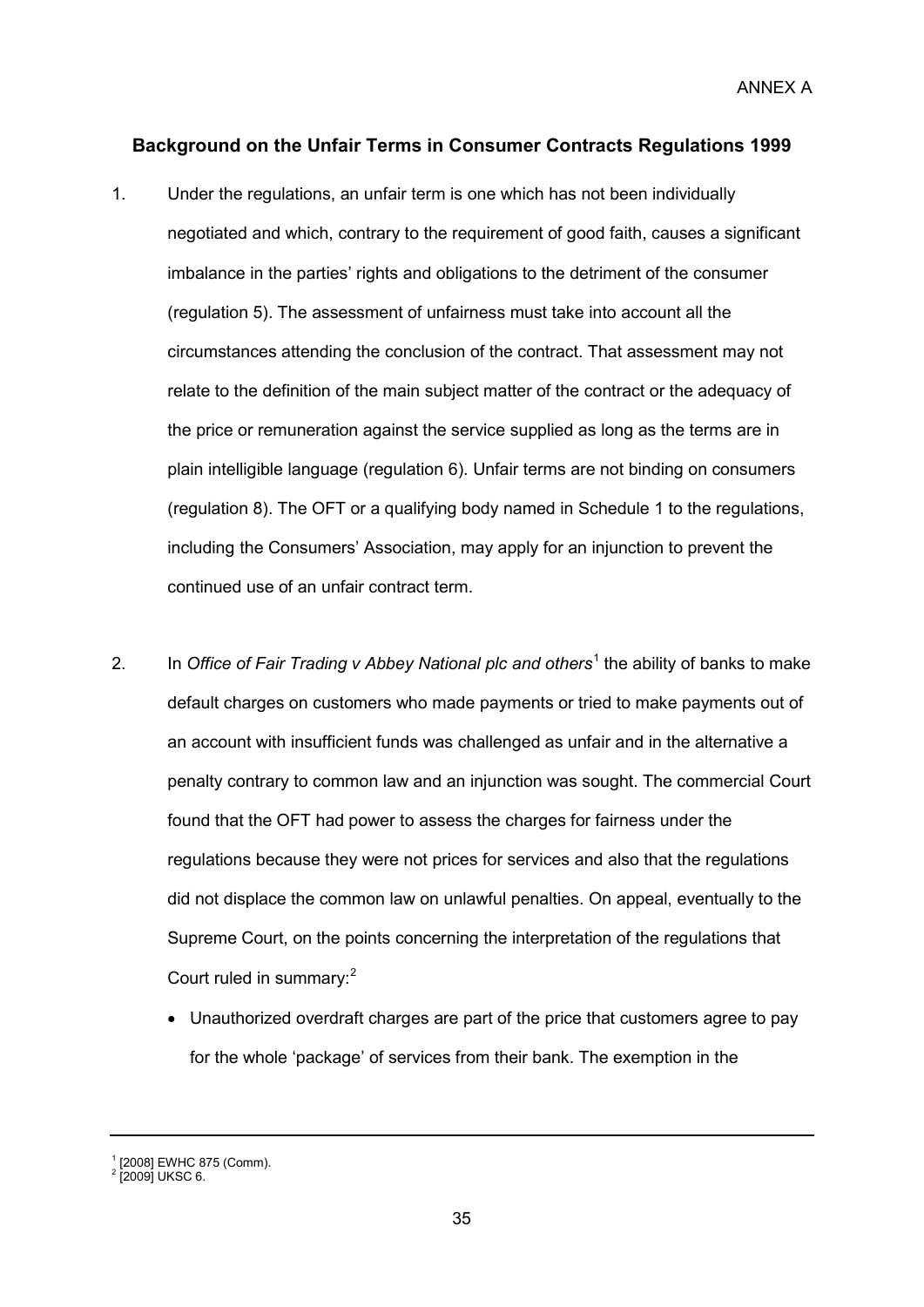ANNEX A

## Background on the Unfair Terms in Consumer Contracts Regulations 1999

1. Under the regulations, an unfair term is one which has not been individually negotiated and which, contrary to the requirement of good faith, causes a significant imbalance in the parties' rights and obligations to the detriment of the consumer (regulation 5). The assessment of unfairness must take into account all the circumstances attending the conclusion of the contract. That assessment may not relate to the definition of the main subject matter of the contract or the adequacy of the price or remuneration against the service supplied as long as the terms are in plain intelligible language (regulation 6). Unfair terms are not binding on consumers (regulation 8). The OFT or a qualifying body named in Schedule 1 to the regulations, including the Consumers' Association, may apply for an injunction to prevent the continued use of an unfair contract term.

2. In *Office of Fair Trading v Abbey National plc and others*[1] the ability of banks to make default charges on customers who made payments or tried to make payments out of an account with insufficient funds was challenged as unfair and in the alternative a penalty contrary to common law and an injunction was sought. The commercial Court found that the OFT had power to assess the charges for fairness under the regulations because they were not prices for services and also that the regulations did not displace the common law on unlawful penalties. On appeal, eventually to the Supreme Court, on the points concerning the interpretation of the regulations that Court ruled in summary:[2]

   - Unauthorized overdraft charges are part of the price that customers agree to pay for the whole 'package' of services from their bank. The exemption in the

---

[1] [2008] EWHC 875 (Comm).
[2] [2009] UKSC 6.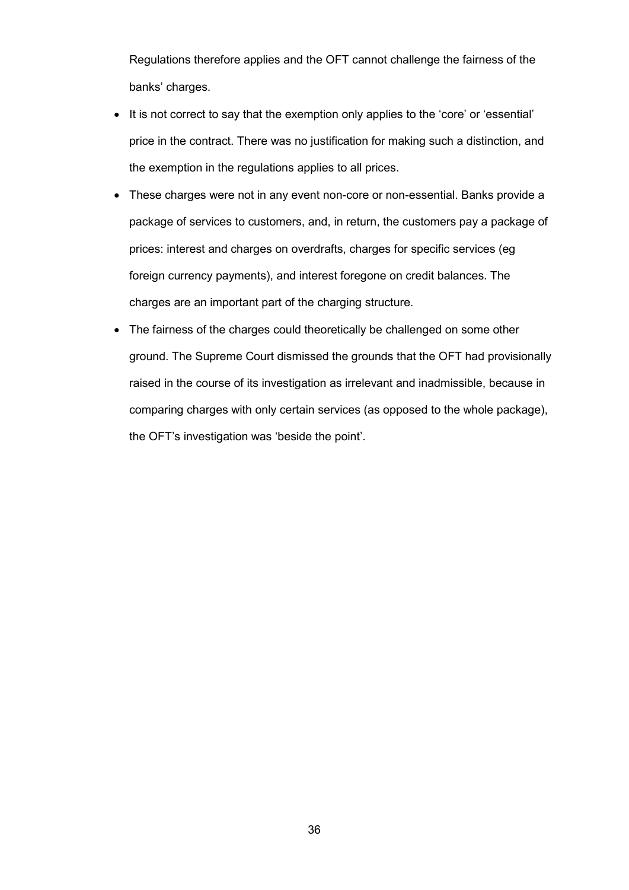Regulations therefore applies and the OFT cannot challenge the fairness of the banks' charges.

- It is not correct to say that the exemption only applies to the 'core' or 'essential' price in the contract. There was no justification for making such a distinction, and the exemption in the regulations applies to all prices.
- These charges were not in any event non-core or non-essential. Banks provide a package of services to customers, and, in return, the customers pay a package of prices: interest and charges on overdrafts, charges for specific services (eg foreign currency payments), and interest foregone on credit balances. The charges are an important part of the charging structure.
- The fairness of the charges could theoretically be challenged on some other ground. The Supreme Court dismissed the grounds that the OFT had provisionally raised in the course of its investigation as irrelevant and inadmissible, because in comparing charges with only certain services (as opposed to the whole package), the OFT's investigation was 'beside the point'.